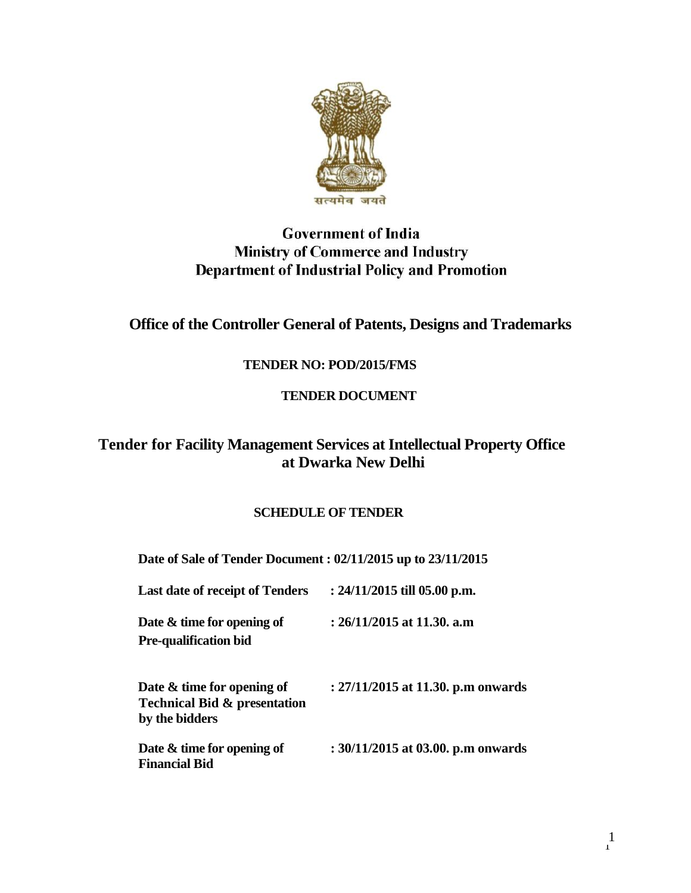सत्यमेव जयते

**Government of India**
**Ministry of Commerce and Industry**
**Department of Industrial Policy and Promotion**

## Office of the Controller General of Patents, Designs and Trademarks

**TENDER NO: POD/2015/FMS**

**TENDER DOCUMENT**

# Tender for Facility Management Services at Intellectual Property Office at Dwarka New Delhi

**SCHEDULE OF TENDER**

**Date of Sale of Tender Document : 02/11/2015 up to 23/11/2015**

| | |
|---|---|
| **Last date of receipt of Tenders** | **: 24/11/2015 till 05.00 p.m.** |
| **Date & time for opening of Pre-qualification bid** | **: 26/11/2015 at 11.30. a.m** |
| **Date & time for opening of Technical Bid & presentation by the bidders** | **: 27/11/2015 at 11.30. p.m onwards** |
| **Date & time for opening of Financial Bid** | **: 30/11/2015 at 03.00. p.m onwards** |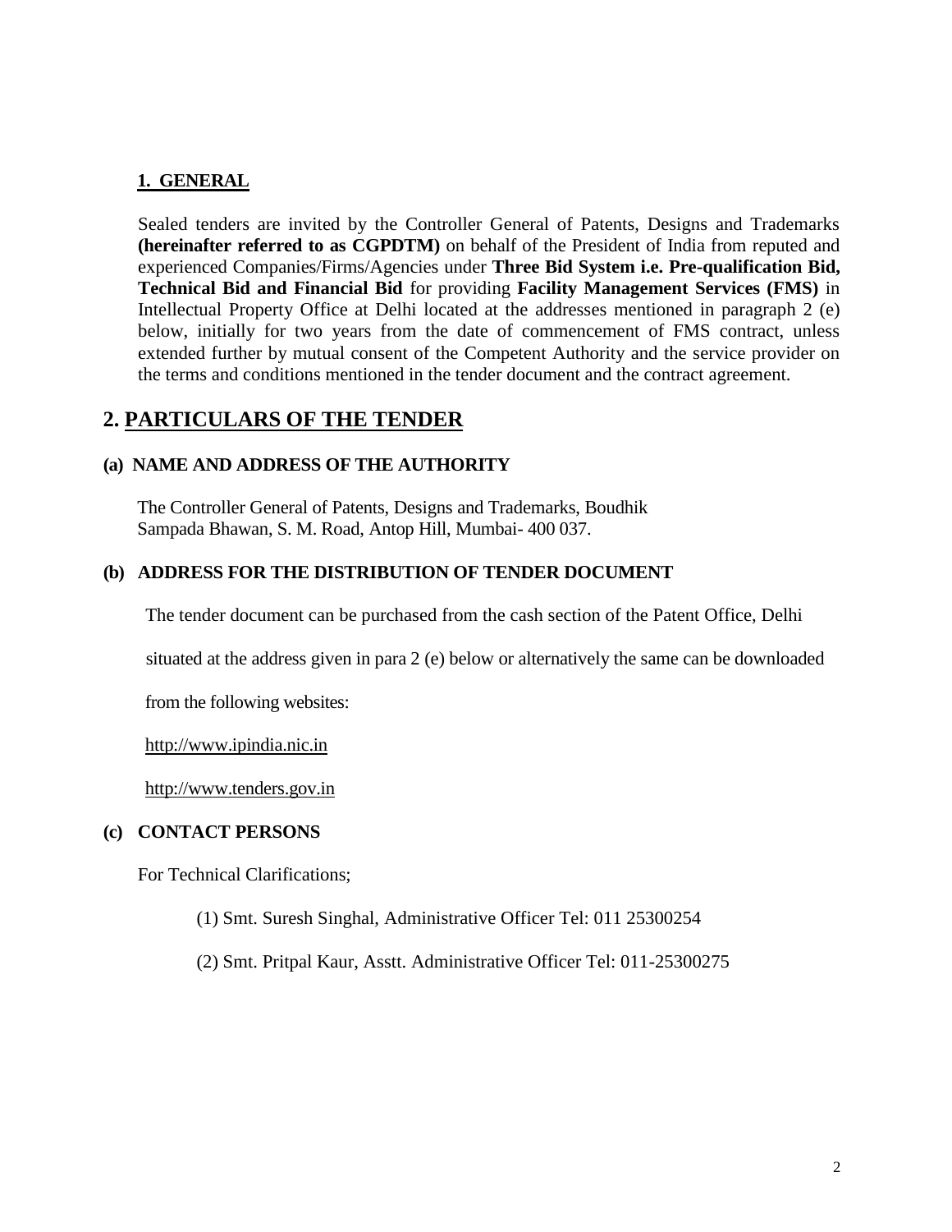## 1. GENERAL

Sealed tenders are invited by the Controller General of Patents, Designs and Trademarks **(hereinafter referred to as CGPDTM)** on behalf of the President of India from reputed and experienced Companies/Firms/Agencies under **Three Bid System i.e. Pre-qualification Bid, Technical Bid and Financial Bid** for providing **Facility Management Services (FMS)** in Intellectual Property Office at Delhi located at the addresses mentioned in paragraph 2 (e) below, initially for two years from the date of commencement of FMS contract, unless extended further by mutual consent of the Competent Authority and the service provider on the terms and conditions mentioned in the tender document and the contract agreement.

# 2. PARTICULARS OF THE TENDER

### (a) NAME AND ADDRESS OF THE AUTHORITY

The Controller General of Patents, Designs and Trademarks, Boudhik Sampada Bhawan, S. M. Road, Antop Hill, Mumbai- 400 037.

### (b) ADDRESS FOR THE DISTRIBUTION OF TENDER DOCUMENT

The tender document can be purchased from the cash section of the Patent Office, Delhi situated at the address given in para 2 (e) below or alternatively the same can be downloaded from the following websites:

http://www.ipindia.nic.in

http://www.tenders.gov.in

### (c) CONTACT PERSONS

For Technical Clarifications;

(1) Smt. Suresh Singhal, Administrative Officer Tel: 011 25300254

(2) Smt. Pritpal Kaur, Asstt. Administrative Officer Tel: 011-25300275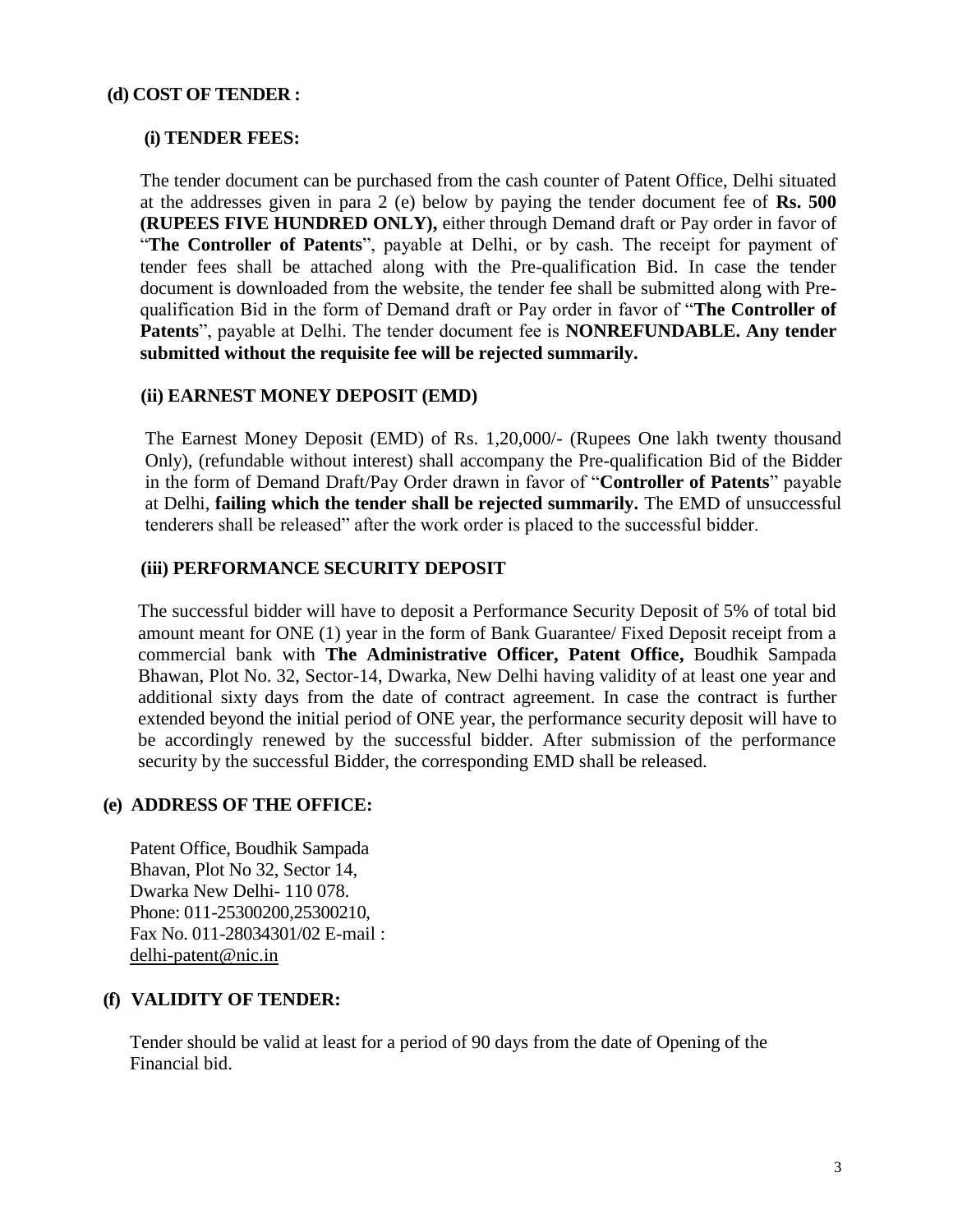**(d) COST OF TENDER :**

**(i) TENDER FEES:**

The tender document can be purchased from the cash counter of Patent Office, Delhi situated at the addresses given in para 2 (e) below by paying the tender document fee of **Rs. 500 (RUPEES FIVE HUNDRED ONLY),** either through Demand draft or Pay order in favor of "**The Controller of Patents**", payable at Delhi, or by cash. The receipt for payment of tender fees shall be attached along with the Pre-qualification Bid. In case the tender document is downloaded from the website, the tender fee shall be submitted along with Pre-qualification Bid in the form of Demand draft or Pay order in favor of "**The Controller of Patents**", payable at Delhi. The tender document fee is **NONREFUNDABLE. Any tender submitted without the requisite fee will be rejected summarily.**

**(ii) EARNEST MONEY DEPOSIT (EMD)**

The Earnest Money Deposit (EMD) of Rs. 1,20,000/- (Rupees One lakh twenty thousand Only), (refundable without interest) shall accompany the Pre-qualification Bid of the Bidder in the form of Demand Draft/Pay Order drawn in favor of "**Controller of Patents**" payable at Delhi, **failing which the tender shall be rejected summarily.** The EMD of unsuccessful tenderers shall be released" after the work order is placed to the successful bidder.

**(iii) PERFORMANCE SECURITY DEPOSIT**

The successful bidder will have to deposit a Performance Security Deposit of 5% of total bid amount meant for ONE (1) year in the form of Bank Guarantee/ Fixed Deposit receipt from a commercial bank with **The Administrative Officer, Patent Office,** Boudhik Sampada Bhawan, Plot No. 32, Sector-14, Dwarka, New Delhi having validity of at least one year and additional sixty days from the date of contract agreement. In case the contract is further extended beyond the initial period of ONE year, the performance security deposit will have to be accordingly renewed by the successful bidder. After submission of the performance security by the successful Bidder, the corresponding EMD shall be released.

**(e) ADDRESS OF THE OFFICE:**

Patent Office, Boudhik Sampada
Bhavan, Plot No 32, Sector 14,
Dwarka New Delhi- 110 078.
Phone: 011-25300200,25300210,
Fax No. 011-28034301/02 E-mail :
delhi-patent@nic.in

**(f) VALIDITY OF TENDER:**

Tender should be valid at least for a period of 90 days from the date of Opening of the Financial bid.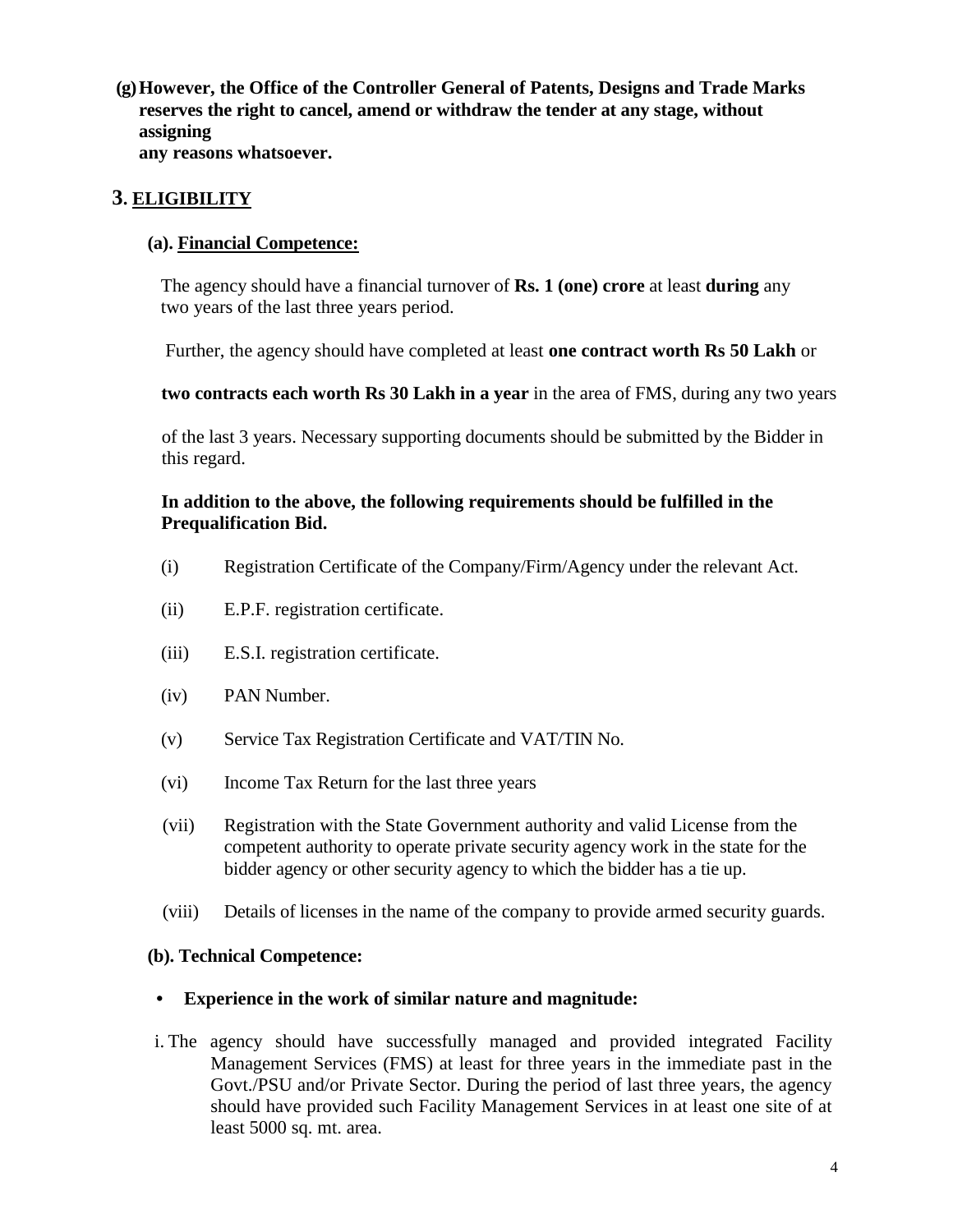**(g) However, the Office of the Controller General of Patents, Designs and Trade Marks reserves the right to cancel, amend or withdraw the tender at any stage, without assigning any reasons whatsoever.**

## 3. <u>ELIGIBILITY</u>

### (a). <u>Financial Competence:</u>

The agency should have a financial turnover of **Rs. 1 (one) crore** at least **during** any two years of the last three years period.

Further, the agency should have completed at least **one contract worth Rs 50 Lakh** or **two contracts each worth Rs 30 Lakh in a year** in the area of FMS, during any two years of the last 3 years. Necessary supporting documents should be submitted by the Bidder in this regard.

**In addition to the above, the following requirements should be fulfilled in the Prequalification Bid.**

(i) Registration Certificate of the Company/Firm/Agency under the relevant Act.

(ii) E.P.F. registration certificate.

(iii) E.S.I. registration certificate.

(iv) PAN Number.

(v) Service Tax Registration Certificate and VAT/TIN No.

(vi) Income Tax Return for the last three years

(vii) Registration with the State Government authority and valid License from the competent authority to operate private security agency work in the state for the bidder agency or other security agency to which the bidder has a tie up.

(viii) Details of licenses in the name of the company to provide armed security guards.

### (b). Technical Competence:

- **Experience in the work of similar nature and magnitude:**

i. The agency should have successfully managed and provided integrated Facility Management Services (FMS) at least for three years in the immediate past in the Govt./PSU and/or Private Sector. During the period of last three years, the agency should have provided such Facility Management Services in at least one site of at least 5000 sq. mt. area.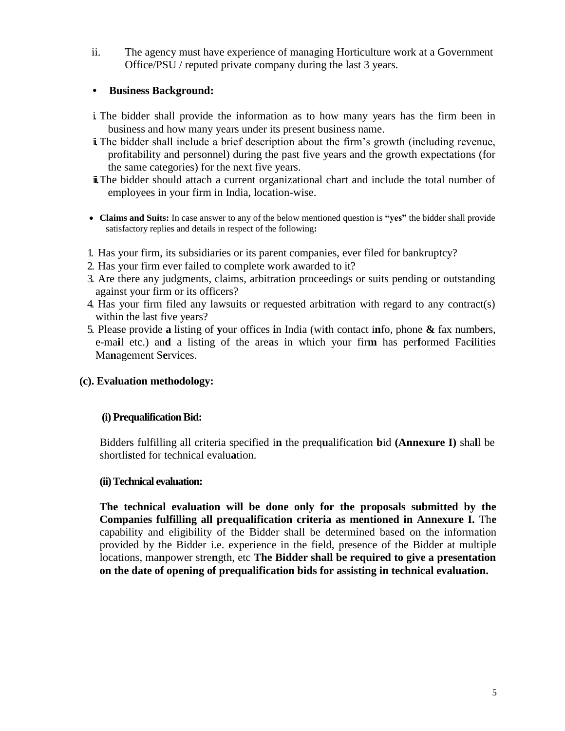ii. The agency must have experience of managing Horticulture work at a Government Office/PSU / reputed private company during the last 3 years.

- **Business Background:**

i. The bidder shall provide the information as to how many years has the firm been in business and how many years under its present business name.

ii. The bidder shall include a brief description about the firm's growth (including revenue, profitability and personnel) during the past five years and the growth expectations (for the same categories) for the next five years.

iii. The bidder should attach a current organizational chart and include the total number of employees in your firm in India, location-wise.

- **Claims and Suits:** In case answer to any of the below mentioned question is **"yes"** the bidder shall provide satisfactory replies and details in respect of the following**:**

1. Has your firm, its subsidiaries or its parent companies, ever filed for bankruptcy?
2. Has your firm ever failed to complete work awarded to it?
3. Are there any judgments, claims, arbitration proceedings or suits pending or outstanding against your firm or its officers?
4. Has your firm filed any lawsuits or requested arbitration with regard to any contract(s) within the last five years?
5. Please provide a listing of your offices in India (with contact info, phone & fax numbers, e-mail etc.) and a listing of the areas in which your firm has performed Facilities Management Services.

**(c). Evaluation methodology:**

**(i) Prequalification Bid:**

Bidders fulfilling all criteria specified in the prequalification bid **(Annexure I)** shall be shortlisted for technical evaluation.

**(ii) Technical evaluation:**

**The technical evaluation will be done only for the proposals submitted by the Companies fulfilling all prequalification criteria as mentioned in Annexure I.** The capability and eligibility of the Bidder shall be determined based on the information provided by the Bidder i.e. experience in the field, presence of the Bidder at multiple locations, manpower strength, etc **The Bidder shall be required to give a presentation on the date of opening of prequalification bids for assisting in technical evaluation.**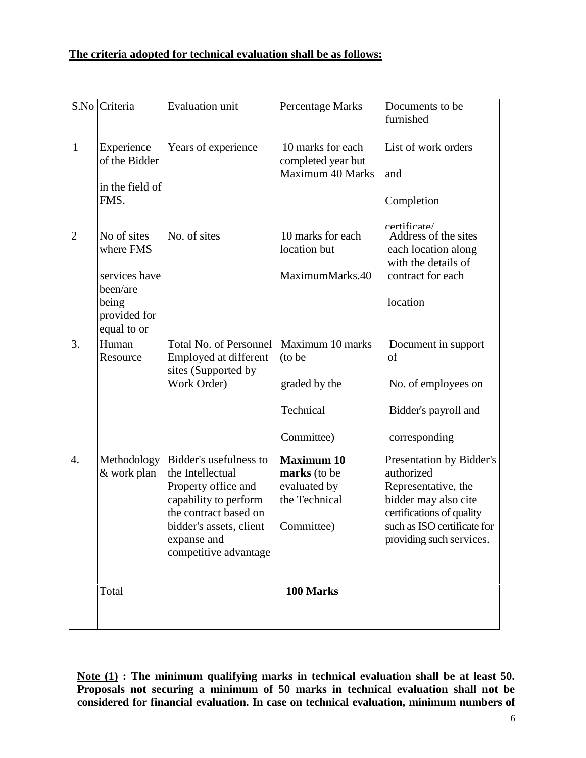**The criteria adopted for technical evaluation shall be as follows:**

| S.No | Criteria | Evaluation unit | Percentage Marks | Documents to be furnished |
|---|---|---|---|---|
| 1 | Experience of the Bidder in the field of FMS. | Years of experience | 10 marks for each completed year but Maximum 40 Marks | List of work orders and Completion certificate/ |
| 2 | No of sites where FMS services have been/are being provided for equal to or | No. of sites | 10 marks for each location but MaximumMarks.40 | Address of the sites each location along with the details of contract for each location |
| 3. | Human Resource | Total No. of Personnel Employed at different sites (Supported by Work Order) | Maximum 10 marks (to be graded by the Technical Committee) | Document in support of No. of employees on Bidder's payroll and corresponding |
| 4. | Methodology & work plan | Bidder's usefulness to the Intellectual Property office and capability to perform the contract based on bidder's assets, client expanse and competitive advantage | **Maximum 10 marks** (to be evaluated by the Technical Committee) | Presentation by Bidder's authorized Representative, the bidder may also cite certifications of quality such as ISO certificate for providing such services. |
| | Total | | **100 Marks** | |

**Note (1) : The minimum qualifying marks in technical evaluation shall be at least 50. Proposals not securing a minimum of 50 marks in technical evaluation shall not be considered for financial evaluation. In case on technical evaluation, minimum numbers of**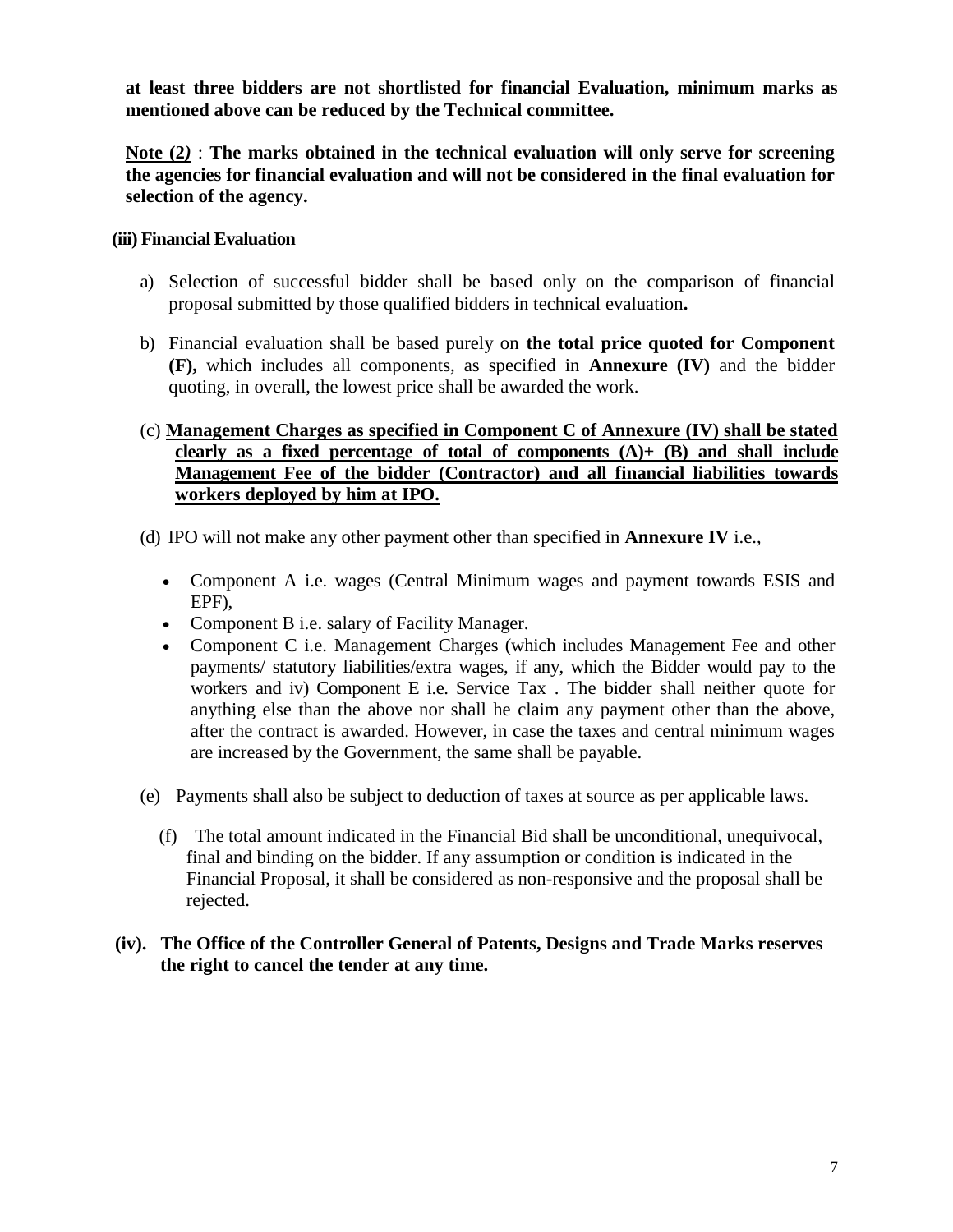**at least three bidders are not shortlisted for financial Evaluation, minimum marks as mentioned above can be reduced by the Technical committee.**

**Note (2)** : **The marks obtained in the technical evaluation will only serve for screening the agencies for financial evaluation and will not be considered in the final evaluation for selection of the agency.**

**(iii) Financial Evaluation**

a) Selection of successful bidder shall be based only on the comparison of financial proposal submitted by those qualified bidders in technical evaluation**.**

b) Financial evaluation shall be based purely on **the total price quoted for Component (F),** which includes all components, as specified in **Annexure (IV)** and the bidder quoting, in overall, the lowest price shall be awarded the work.

(c) **Management Charges as specified in Component C of Annexure (IV) shall be stated clearly as a fixed percentage of total of components (A)+ (B) and shall include Management Fee of the bidder (Contractor) and all financial liabilities towards workers deployed by him at IPO.**

(d) IPO will not make any other payment other than specified in **Annexure IV** i.e.,

- Component A i.e. wages (Central Minimum wages and payment towards ESIS and EPF),
- Component B i.e. salary of Facility Manager.
- Component C i.e. Management Charges (which includes Management Fee and other payments/ statutory liabilities/extra wages, if any, which the Bidder would pay to the workers and iv) Component E i.e. Service Tax . The bidder shall neither quote for anything else than the above nor shall he claim any payment other than the above, after the contract is awarded. However, in case the taxes and central minimum wages are increased by the Government, the same shall be payable.

(e) Payments shall also be subject to deduction of taxes at source as per applicable laws.

(f) The total amount indicated in the Financial Bid shall be unconditional, unequivocal, final and binding on the bidder. If any assumption or condition is indicated in the Financial Proposal, it shall be considered as non-responsive and the proposal shall be rejected.

**(iv). The Office of the Controller General of Patents, Designs and Trade Marks reserves the right to cancel the tender at any time.**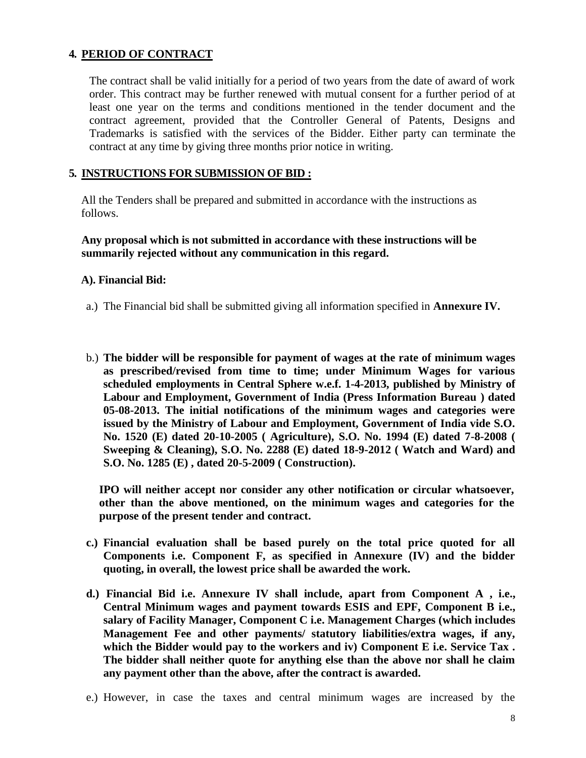## 4. PERIOD OF CONTRACT

The contract shall be valid initially for a period of two years from the date of award of work order. This contract may be further renewed with mutual consent for a further period of at least one year on the terms and conditions mentioned in the tender document and the contract agreement, provided that the Controller General of Patents, Designs and Trademarks is satisfied with the services of the Bidder. Either party can terminate the contract at any time by giving three months prior notice in writing.

## 5. INSTRUCTIONS FOR SUBMISSION OF BID :

All the Tenders shall be prepared and submitted in accordance with the instructions as follows.

**Any proposal which is not submitted in accordance with these instructions will be summarily rejected without any communication in this regard.**

**A). Financial Bid:**

a.) The Financial bid shall be submitted giving all information specified in **Annexure IV.**

b.) **The bidder will be responsible for payment of wages at the rate of minimum wages as prescribed/revised from time to time; under Minimum Wages for various scheduled employments in Central Sphere w.e.f. 1-4-2013, published by Ministry of Labour and Employment, Government of India (Press Information Bureau ) dated 05-08-2013. The initial notifications of the minimum wages and categories were issued by the Ministry of Labour and Employment, Government of India vide S.O. No. 1520 (E) dated 20-10-2005 ( Agriculture), S.O. No. 1994 (E) dated 7-8-2008 ( Sweeping & Cleaning), S.O. No. 2288 (E) dated 18-9-2012 ( Watch and Ward) and S.O. No. 1285 (E) , dated 20-5-2009 ( Construction).**

**IPO will neither accept nor consider any other notification or circular whatsoever, other than the above mentioned, on the minimum wages and categories for the purpose of the present tender and contract.**

**c.) Financial evaluation shall be based purely on the total price quoted for all Components i.e. Component F, as specified in Annexure (IV) and the bidder quoting, in overall, the lowest price shall be awarded the work.**

**d.) Financial Bid i.e. Annexure IV shall include, apart from Component A , i.e., Central Minimum wages and payment towards ESIS and EPF, Component B i.e., salary of Facility Manager, Component C i.e. Management Charges (which includes Management Fee and other payments/ statutory liabilities/extra wages, if any, which the Bidder would pay to the workers and iv) Component E i.e. Service Tax . The bidder shall neither quote for anything else than the above nor shall he claim any payment other than the above, after the contract is awarded.**

e.) However, in case the taxes and central minimum wages are increased by the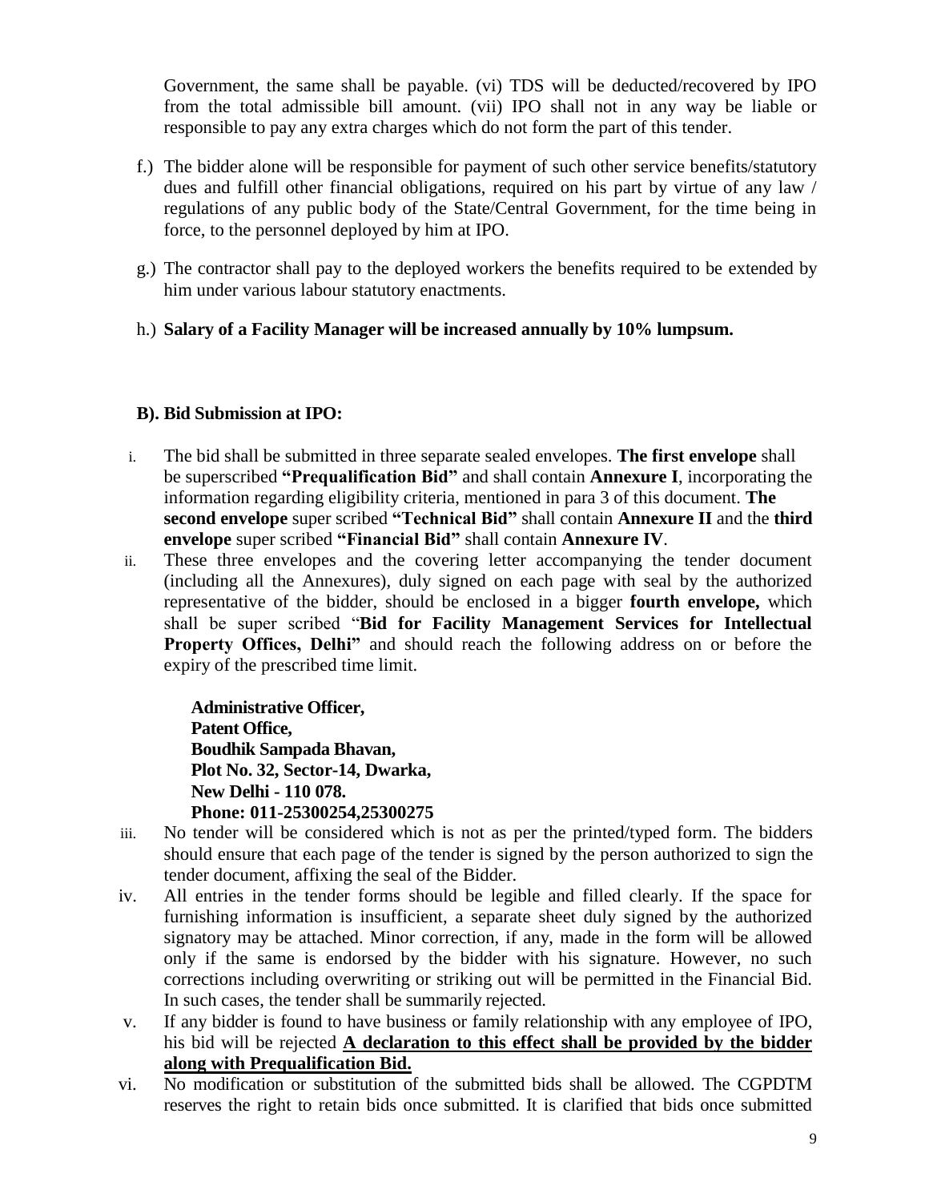Government, the same shall be payable. (vi) TDS will be deducted/recovered by IPO from the total admissible bill amount. (vii) IPO shall not in any way be liable or responsible to pay any extra charges which do not form the part of this tender.

f.) The bidder alone will be responsible for payment of such other service benefits/statutory dues and fulfill other financial obligations, required on his part by virtue of any law / regulations of any public body of the State/Central Government, for the time being in force, to the personnel deployed by him at IPO.

g.) The contractor shall pay to the deployed workers the benefits required to be extended by him under various labour statutory enactments.

h.) **Salary of a Facility Manager will be increased annually by 10% lumpsum.**

**B). Bid Submission at IPO:**

i. The bid shall be submitted in three separate sealed envelopes. **The first envelope** shall be superscribed **"Prequalification Bid"** and shall contain **Annexure I**, incorporating the information regarding eligibility criteria, mentioned in para 3 of this document. **The second envelope** super scribed **"Technical Bid"** shall contain **Annexure II** and the **third envelope** super scribed **"Financial Bid"** shall contain **Annexure IV**.

ii. These three envelopes and the covering letter accompanying the tender document (including all the Annexures), duly signed on each page with seal by the authorized representative of the bidder, should be enclosed in a bigger **fourth envelope,** which shall be super scribed "**Bid for Facility Management Services for Intellectual Property Offices, Delhi"** and should reach the following address on or before the expiry of the prescribed time limit.

   **Administrative Officer,**
   **Patent Office,**
   **Boudhik Sampada Bhavan,**
   **Plot No. 32, Sector-14, Dwarka,**
   **New Delhi - 110 078.**
   **Phone: 011-25300254,25300275**

iii. No tender will be considered which is not as per the printed/typed form. The bidders should ensure that each page of the tender is signed by the person authorized to sign the tender document, affixing the seal of the Bidder.

iv. All entries in the tender forms should be legible and filled clearly. If the space for furnishing information is insufficient, a separate sheet duly signed by the authorized signatory may be attached. Minor correction, if any, made in the form will be allowed only if the same is endorsed by the bidder with his signature. However, no such corrections including overwriting or striking out will be permitted in the Financial Bid. In such cases, the tender shall be summarily rejected.

v. If any bidder is found to have business or family relationship with any employee of IPO, his bid will be rejected **A declaration to this effect shall be provided by the bidder along with Prequalification Bid.**

vi. No modification or substitution of the submitted bids shall be allowed. The CGPDTM reserves the right to retain bids once submitted. It is clarified that bids once submitted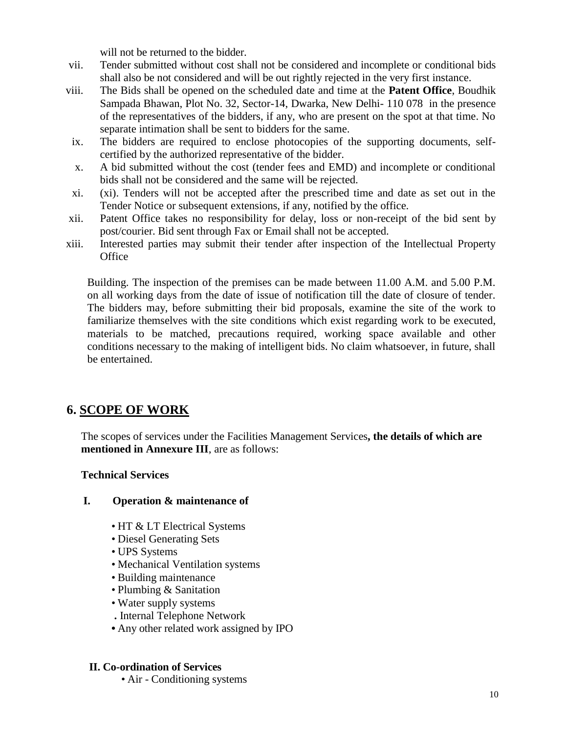will not be returned to the bidder.

vii. Tender submitted without cost shall not be considered and incomplete or conditional bids shall also be not considered and will be out rightly rejected in the very first instance.

viii. The Bids shall be opened on the scheduled date and time at the **Patent Office**, Boudhik Sampada Bhawan, Plot No. 32, Sector-14, Dwarka, New Delhi- 110 078 in the presence of the representatives of the bidders, if any, who are present on the spot at that time. No separate intimation shall be sent to bidders for the same.

ix. The bidders are required to enclose photocopies of the supporting documents, self-certified by the authorized representative of the bidder.

x. A bid submitted without the cost (tender fees and EMD) and incomplete or conditional bids shall not be considered and the same will be rejected.

xi. (xi). Tenders will not be accepted after the prescribed time and date as set out in the Tender Notice or subsequent extensions, if any, notified by the office.

xii. Patent Office takes no responsibility for delay, loss or non-receipt of the bid sent by post/courier. Bid sent through Fax or Email shall not be accepted.

xiii. Interested parties may submit their tender after inspection of the Intellectual Property Office

Building. The inspection of the premises can be made between 11.00 A.M. and 5.00 P.M. on all working days from the date of issue of notification till the date of closure of tender. The bidders may, before submitting their bid proposals, examine the site of the work to familiarize themselves with the site conditions which exist regarding work to be executed, materials to be matched, precautions required, working space available and other conditions necessary to the making of intelligent bids. No claim whatsoever, in future, shall be entertained.

## 6. SCOPE OF WORK

The scopes of services under the Facilities Management Services**, the details of which are mentioned in Annexure III**, are as follows:

**Technical Services**

**I. Operation & maintenance of**

- HT & LT Electrical Systems
- Diesel Generating Sets
- UPS Systems
- Mechanical Ventilation systems
- Building maintenance
- Plumbing & Sanitation
- Water supply systems
- Internal Telephone Network
- Any other related work assigned by IPO

**II. Co-ordination of Services**

- Air - Conditioning systems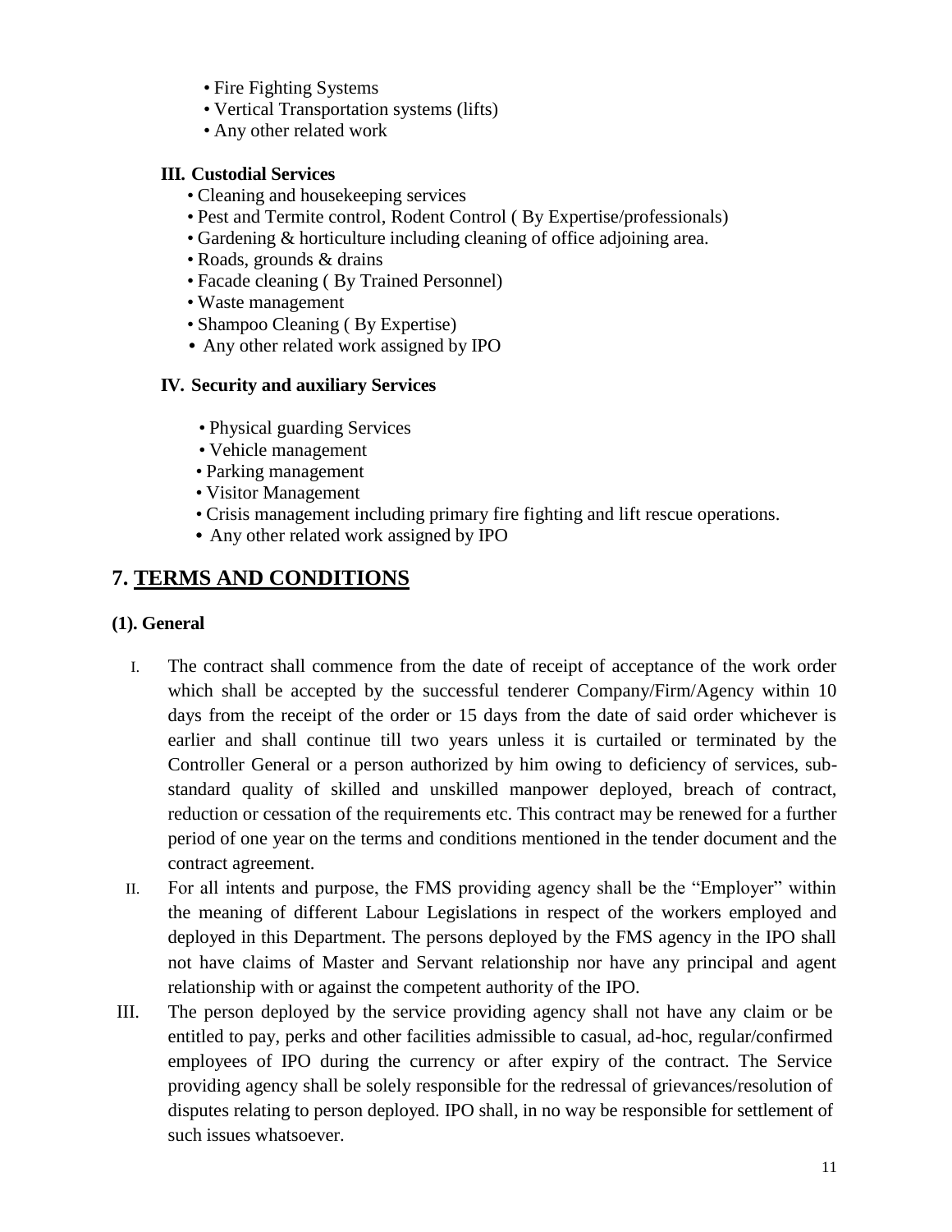- Fire Fighting Systems
- Vertical Transportation systems (lifts)
- Any other related work

**III. Custodial Services**

- Cleaning and housekeeping services
- Pest and Termite control, Rodent Control ( By Expertise/professionals)
- Gardening & horticulture including cleaning of office adjoining area.
- Roads, grounds & drains
- Facade cleaning ( By Trained Personnel)
- Waste management
- Shampoo Cleaning ( By Expertise)
- Any other related work assigned by IPO

**IV. Security and auxiliary Services**

- Physical guarding Services
- Vehicle management
- Parking management
- Visitor Management
- Crisis management including primary fire fighting and lift rescue operations.
- Any other related work assigned by IPO

## 7. TERMS AND CONDITIONS

**(1). General**

I. The contract shall commence from the date of receipt of acceptance of the work order which shall be accepted by the successful tenderer Company/Firm/Agency within 10 days from the receipt of the order or 15 days from the date of said order whichever is earlier and shall continue till two years unless it is curtailed or terminated by the Controller General or a person authorized by him owing to deficiency of services, sub-standard quality of skilled and unskilled manpower deployed, breach of contract, reduction or cessation of the requirements etc. This contract may be renewed for a further period of one year on the terms and conditions mentioned in the tender document and the contract agreement.

II. For all intents and purpose, the FMS providing agency shall be the "Employer" within the meaning of different Labour Legislations in respect of the workers employed and deployed in this Department. The persons deployed by the FMS agency in the IPO shall not have claims of Master and Servant relationship nor have any principal and agent relationship with or against the competent authority of the IPO.

III. The person deployed by the service providing agency shall not have any claim or be entitled to pay, perks and other facilities admissible to casual, ad-hoc, regular/confirmed employees of IPO during the currency or after expiry of the contract. The Service providing agency shall be solely responsible for the redressal of grievances/resolution of disputes relating to person deployed. IPO shall, in no way be responsible for settlement of such issues whatsoever.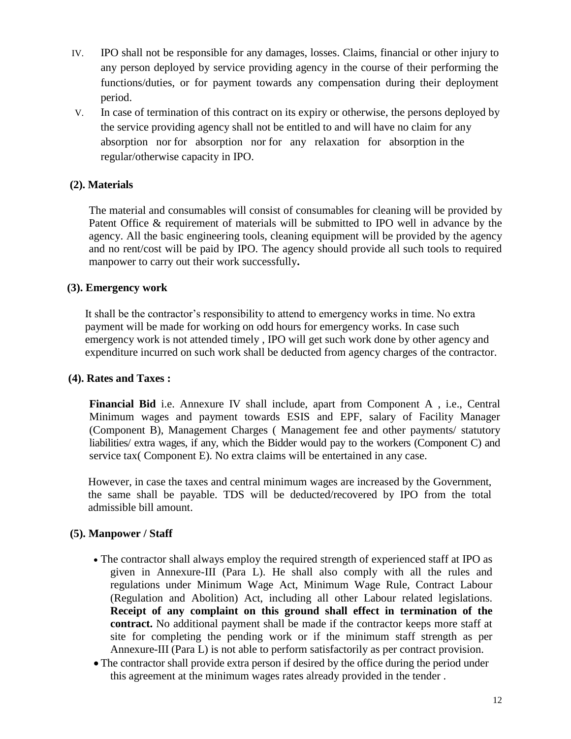IV. IPO shall not be responsible for any damages, losses. Claims, financial or other injury to any person deployed by service providing agency in the course of their performing the functions/duties, or for payment towards any compensation during their deployment period.

V. In case of termination of this contract on its expiry or otherwise, the persons deployed by the service providing agency shall not be entitled to and will have no claim for any absorption nor for absorption nor for any relaxation for absorption in the regular/otherwise capacity in IPO.

**(2). Materials**

The material and consumables will consist of consumables for cleaning will be provided by Patent Office & requirement of materials will be submitted to IPO well in advance by the agency. All the basic engineering tools, cleaning equipment will be provided by the agency and no rent/cost will be paid by IPO. The agency should provide all such tools to required manpower to carry out their work successfully**.**

**(3). Emergency work**

It shall be the contractor's responsibility to attend to emergency works in time. No extra payment will be made for working on odd hours for emergency works. In case such emergency work is not attended timely , IPO will get such work done by other agency and expenditure incurred on such work shall be deducted from agency charges of the contractor.

**(4). Rates and Taxes :**

**Financial Bid** i.e. Annexure IV shall include, apart from Component A , i.e., Central Minimum wages and payment towards ESIS and EPF, salary of Facility Manager (Component B), Management Charges ( Management fee and other payments/ statutory liabilities/ extra wages, if any, which the Bidder would pay to the workers (Component C) and service tax( Component E). No extra claims will be entertained in any case.

However, in case the taxes and central minimum wages are increased by the Government, the same shall be payable. TDS will be deducted/recovered by IPO from the total admissible bill amount.

**(5). Manpower / Staff**

- The contractor shall always employ the required strength of experienced staff at IPO as given in Annexure-III (Para L). He shall also comply with all the rules and regulations under Minimum Wage Act, Minimum Wage Rule, Contract Labour (Regulation and Abolition) Act, including all other Labour related legislations. **Receipt of any complaint on this ground shall effect in termination of the contract.** No additional payment shall be made if the contractor keeps more staff at site for completing the pending work or if the minimum staff strength as per Annexure-III (Para L) is not able to perform satisfactorily as per contract provision.
- The contractor shall provide extra person if desired by the office during the period under this agreement at the minimum wages rates already provided in the tender .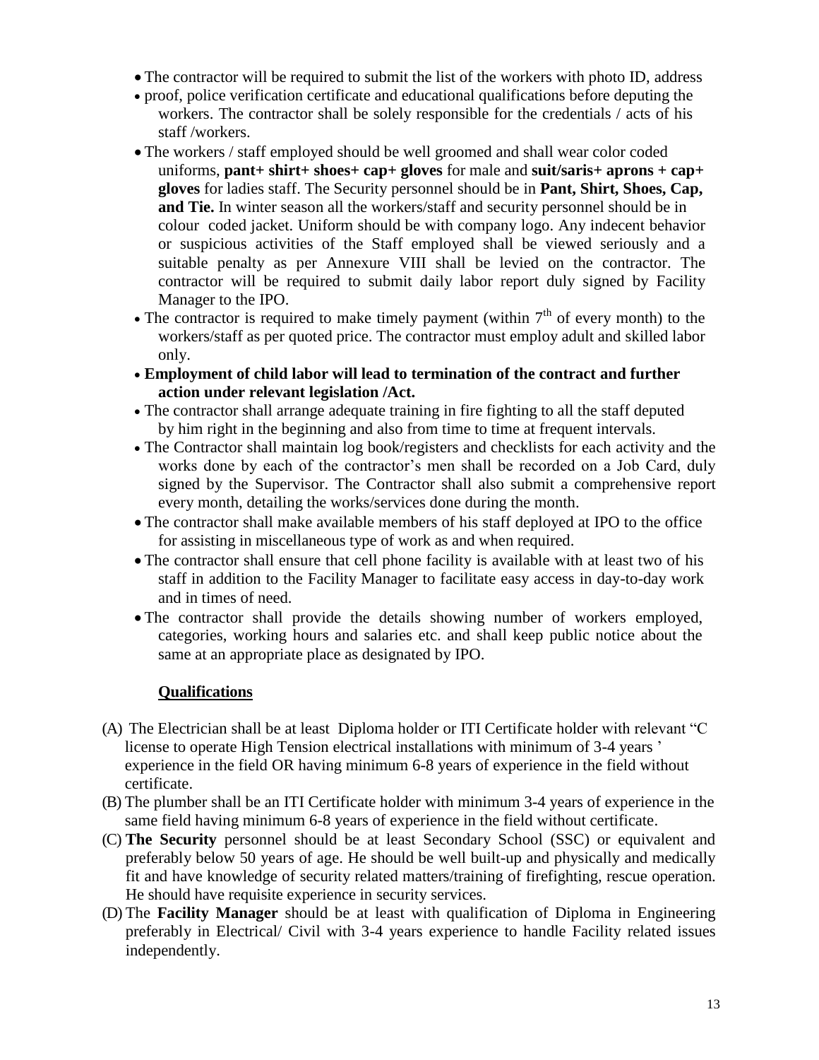- The contractor will be required to submit the list of the workers with photo ID, address
- proof, police verification certificate and educational qualifications before deputing the workers. The contractor shall be solely responsible for the credentials / acts of his staff /workers.
- The workers / staff employed should be well groomed and shall wear color coded uniforms, **pant+ shirt+ shoes+ cap+ gloves** for male and **suit/saris+ aprons + cap+ gloves** for ladies staff. The Security personnel should be in **Pant, Shirt, Shoes, Cap, and Tie.** In winter season all the workers/staff and security personnel should be in colour coded jacket. Uniform should be with company logo. Any indecent behavior or suspicious activities of the Staff employed shall be viewed seriously and a suitable penalty as per Annexure VIII shall be levied on the contractor. The contractor will be required to submit daily labor report duly signed by Facility Manager to the IPO.
- The contractor is required to make timely payment (within 7th of every month) to the workers/staff as per quoted price. The contractor must employ adult and skilled labor only.
- **Employment of child labor will lead to termination of the contract and further action under relevant legislation /Act.**
- The contractor shall arrange adequate training in fire fighting to all the staff deputed by him right in the beginning and also from time to time at frequent intervals.
- The Contractor shall maintain log book/registers and checklists for each activity and the works done by each of the contractor's men shall be recorded on a Job Card, duly signed by the Supervisor. The Contractor shall also submit a comprehensive report every month, detailing the works/services done during the month.
- The contractor shall make available members of his staff deployed at IPO to the office for assisting in miscellaneous type of work as and when required.
- The contractor shall ensure that cell phone facility is available with at least two of his staff in addition to the Facility Manager to facilitate easy access in day-to-day work and in times of need.
- The contractor shall provide the details showing number of workers employed, categories, working hours and salaries etc. and shall keep public notice about the same at an appropriate place as designated by IPO.

**Qualifications**

(A) The Electrician shall be at least Diploma holder or ITI Certificate holder with relevant "C license to operate High Tension electrical installations with minimum of 3-4 years ' experience in the field OR having minimum 6-8 years of experience in the field without certificate.

(B) The plumber shall be an ITI Certificate holder with minimum 3-4 years of experience in the same field having minimum 6-8 years of experience in the field without certificate.

(C) **The Security** personnel should be at least Secondary School (SSC) or equivalent and preferably below 50 years of age. He should be well built-up and physically and medically fit and have knowledge of security related matters/training of firefighting, rescue operation. He should have requisite experience in security services.

(D) The **Facility Manager** should be at least with qualification of Diploma in Engineering preferably in Electrical/ Civil with 3-4 years experience to handle Facility related issues independently.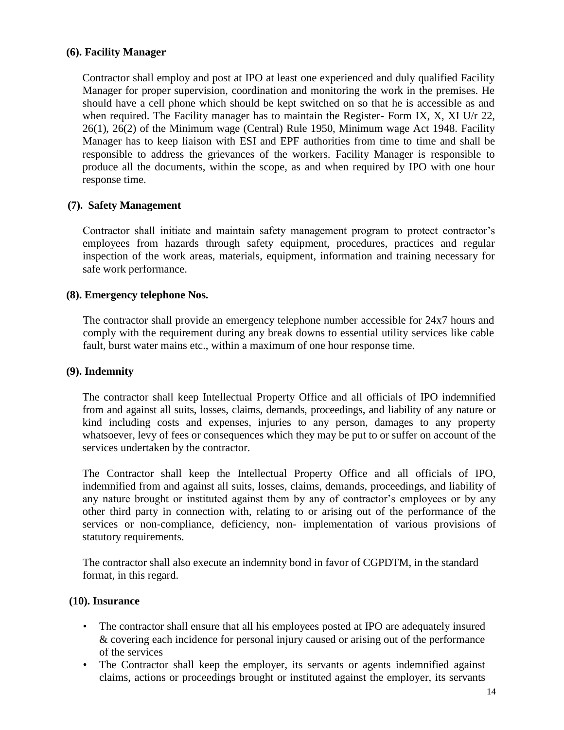**(6). Facility Manager**

Contractor shall employ and post at IPO at least one experienced and duly qualified Facility Manager for proper supervision, coordination and monitoring the work in the premises. He should have a cell phone which should be kept switched on so that he is accessible as and when required. The Facility manager has to maintain the Register- Form IX, X, XI U/r 22, 26(1), 26(2) of the Minimum wage (Central) Rule 1950, Minimum wage Act 1948. Facility Manager has to keep liaison with ESI and EPF authorities from time to time and shall be responsible to address the grievances of the workers. Facility Manager is responsible to produce all the documents, within the scope, as and when required by IPO with one hour response time.

**(7). Safety Management**

Contractor shall initiate and maintain safety management program to protect contractor's employees from hazards through safety equipment, procedures, practices and regular inspection of the work areas, materials, equipment, information and training necessary for safe work performance.

**(8). Emergency telephone Nos.**

The contractor shall provide an emergency telephone number accessible for 24x7 hours and comply with the requirement during any break downs to essential utility services like cable fault, burst water mains etc., within a maximum of one hour response time.

**(9). Indemnity**

The contractor shall keep Intellectual Property Office and all officials of IPO indemnified from and against all suits, losses, claims, demands, proceedings, and liability of any nature or kind including costs and expenses, injuries to any person, damages to any property whatsoever, levy of fees or consequences which they may be put to or suffer on account of the services undertaken by the contractor.

The Contractor shall keep the Intellectual Property Office and all officials of IPO, indemnified from and against all suits, losses, claims, demands, proceedings, and liability of any nature brought or instituted against them by any of contractor's employees or by any other third party in connection with, relating to or arising out of the performance of the services or non-compliance, deficiency, non- implementation of various provisions of statutory requirements.

The contractor shall also execute an indemnity bond in favor of CGPDTM, in the standard format, in this regard.

**(10). Insurance**

- The contractor shall ensure that all his employees posted at IPO are adequately insured & covering each incidence for personal injury caused or arising out of the performance of the services
- The Contractor shall keep the employer, its servants or agents indemnified against claims, actions or proceedings brought or instituted against the employer, its servants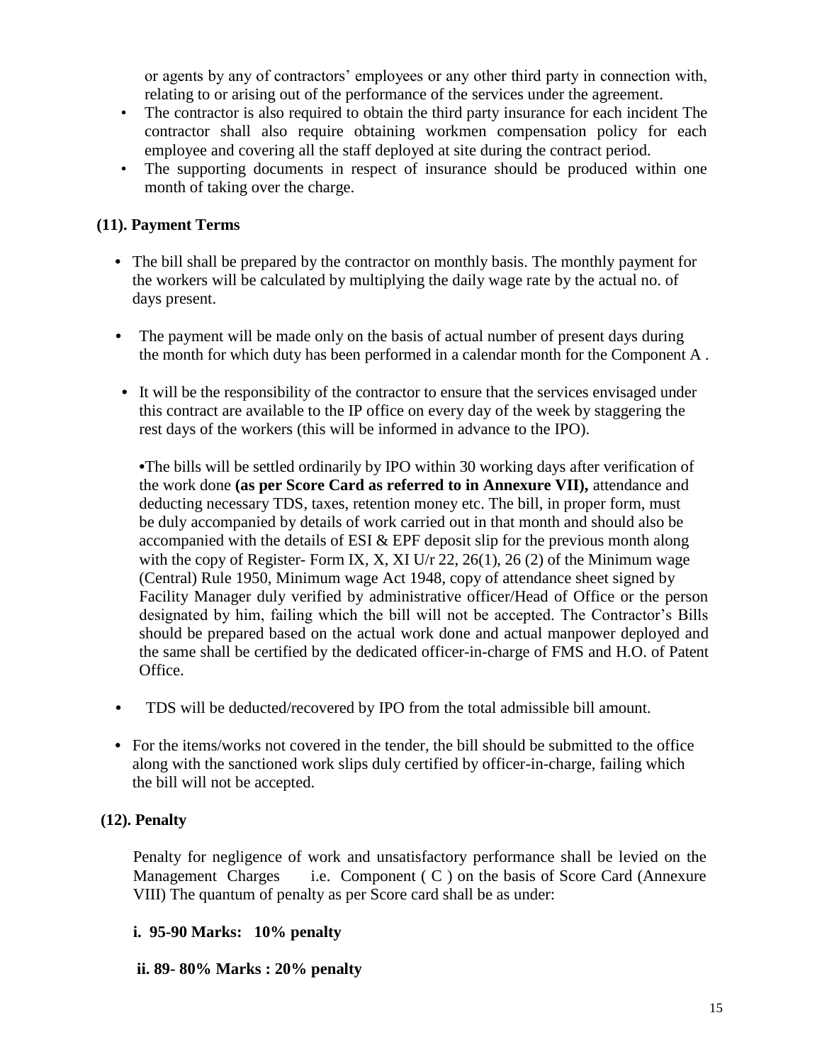or agents by any of contractors' employees or any other third party in connection with, relating to or arising out of the performance of the services under the agreement.

- The contractor is also required to obtain the third party insurance for each incident The contractor shall also require obtaining workmen compensation policy for each employee and covering all the staff deployed at site during the contract period.
- The supporting documents in respect of insurance should be produced within one month of taking over the charge.

**(11). Payment Terms**

- The bill shall be prepared by the contractor on monthly basis. The monthly payment for the workers will be calculated by multiplying the daily wage rate by the actual no. of days present.
- The payment will be made only on the basis of actual number of present days during the month for which duty has been performed in a calendar month for the Component A .
- It will be the responsibility of the contractor to ensure that the services envisaged under this contract are available to the IP office on every day of the week by staggering the rest days of the workers (this will be informed in advance to the IPO).

  •The bills will be settled ordinarily by IPO within 30 working days after verification of the work done **(as per Score Card as referred to in Annexure VII),** attendance and deducting necessary TDS, taxes, retention money etc. The bill, in proper form, must be duly accompanied by details of work carried out in that month and should also be accompanied with the details of ESI & EPF deposit slip for the previous month along with the copy of Register- Form IX, X, XI U/r 22, 26(1), 26 (2) of the Minimum wage (Central) Rule 1950, Minimum wage Act 1948, copy of attendance sheet signed by Facility Manager duly verified by administrative officer/Head of Office or the person designated by him, failing which the bill will not be accepted. The Contractor's Bills should be prepared based on the actual work done and actual manpower deployed and the same shall be certified by the dedicated officer-in-charge of FMS and H.O. of Patent Office.

- TDS will be deducted/recovered by IPO from the total admissible bill amount.
- For the items/works not covered in the tender, the bill should be submitted to the office along with the sanctioned work slips duly certified by officer-in-charge, failing which the bill will not be accepted.

**(12). Penalty**

Penalty for negligence of work and unsatisfactory performance shall be levied on the Management Charges i.e. Component ( C ) on the basis of Score Card (Annexure VIII) The quantum of penalty as per Score card shall be as under:

**i. 95-90 Marks: 10% penalty**

**ii. 89- 80% Marks : 20% penalty**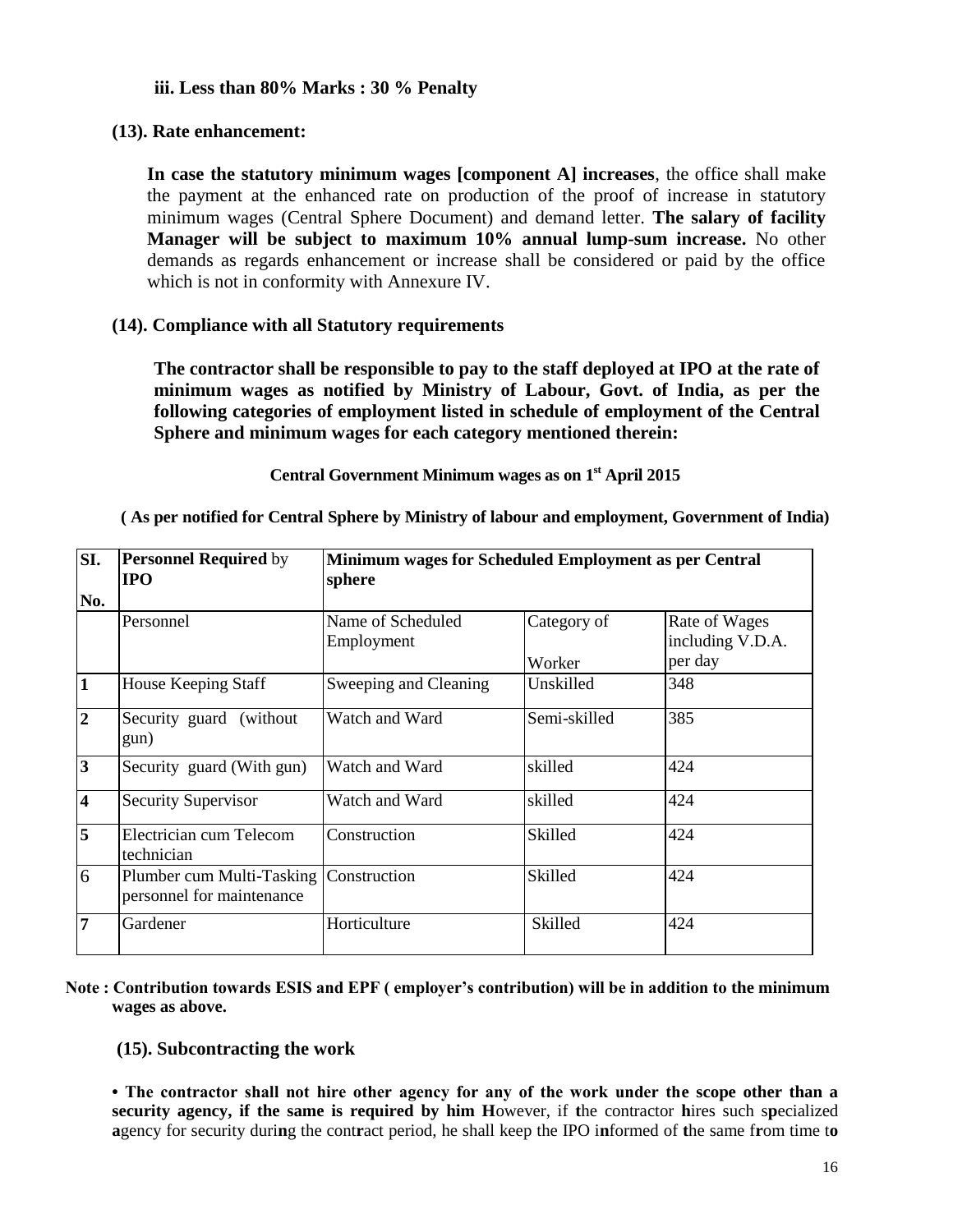**iii. Less than 80% Marks : 30 % Penalty**

**(13). Rate enhancement:**

**In case the statutory minimum wages [component A] increases**, the office shall make the payment at the enhanced rate on production of the proof of increase in statutory minimum wages (Central Sphere Document) and demand letter. **The salary of facility Manager will be subject to maximum 10% annual lump-sum increase.** No other demands as regards enhancement or increase shall be considered or paid by the office which is not in conformity with Annexure IV.

**(14). Compliance with all Statutory requirements**

**The contractor shall be responsible to pay to the staff deployed at IPO at the rate of minimum wages as notified by Ministry of Labour, Govt. of India, as per the following categories of employment listed in schedule of employment of the Central Sphere and minimum wages for each category mentioned therein:**

**Central Government Minimum wages as on 1st April 2015**

**( As per notified for Central Sphere by Ministry of labour and employment, Government of India)**

| **SI. No.** | **Personnel Required** by **IPO** | **Minimum wages for Scheduled Employment as per Central sphere** | | |
|---|---|---|---|---|
| | Personnel | Name of Scheduled Employment | Category of Worker | Rate of Wages including V.D.A. per day |
| **1** | House Keeping Staff | Sweeping and Cleaning | Unskilled | 348 |
| **2** | Security guard (without gun) | Watch and Ward | Semi-skilled | 385 |
| **3** | Security guard (With gun) | Watch and Ward | skilled | 424 |
| **4** | Security Supervisor | Watch and Ward | skilled | 424 |
| **5** | Electrician cum Telecom technician | Construction | Skilled | 424 |
| 6 | Plumber cum Multi-Tasking personnel for maintenance | Construction | Skilled | 424 |
| **7** | Gardener | Horticulture | Skilled | 424 |

**Note : Contribution towards ESIS and EPF ( employer's contribution) will be in addition to the minimum wages as above.**

**(15). Subcontracting the work**

**• The contractor shall not hire other agency for any of the work under the scope other than a security agency, if the same is required by him H**owever, if **t**he contractor **h**ires such s**p**ecialized **a**gency for security duri**n**g the cont**r**act period, he shall keep the IPO i**n**formed of **t**he same f**r**om time t**o**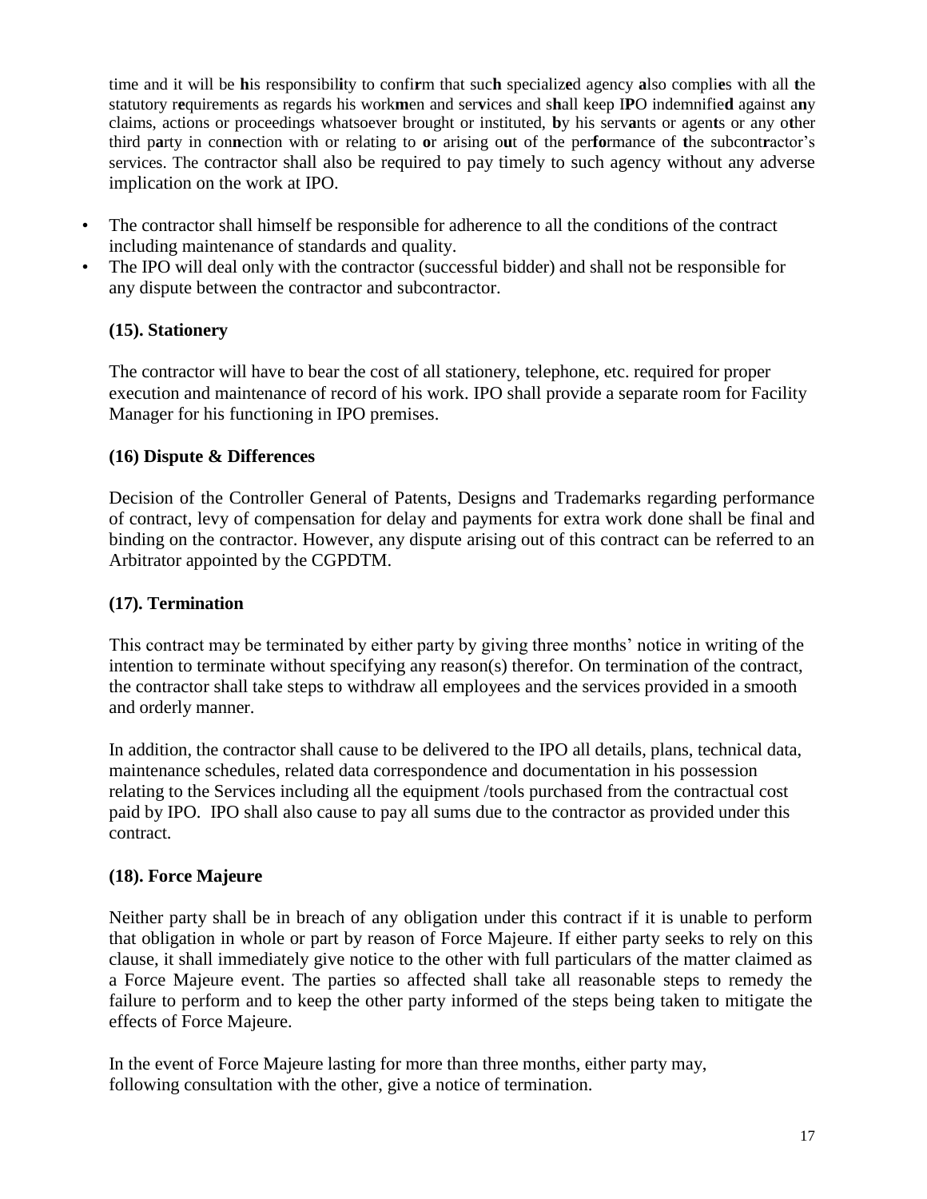time and it will be his responsibility to confirm that such specialized agency also complies with all the statutory requirements as regards his workmen and services and shall keep IPO indemnified against any claims, actions or proceedings whatsoever brought or instituted, by his servants or agents or any other third party in connection with or relating to or arising out of the performance of the subcontractor's services. The contractor shall also be required to pay timely to such agency without any adverse implication on the work at IPO.

- The contractor shall himself be responsible for adherence to all the conditions of the contract including maintenance of standards and quality.
- The IPO will deal only with the contractor (successful bidder) and shall not be responsible for any dispute between the contractor and subcontractor.

**(15). Stationery**

The contractor will have to bear the cost of all stationery, telephone, etc. required for proper execution and maintenance of record of his work. IPO shall provide a separate room for Facility Manager for his functioning in IPO premises.

**(16) Dispute & Differences**

Decision of the Controller General of Patents, Designs and Trademarks regarding performance of contract, levy of compensation for delay and payments for extra work done shall be final and binding on the contractor. However, any dispute arising out of this contract can be referred to an Arbitrator appointed by the CGPDTM.

**(17). Termination**

This contract may be terminated by either party by giving three months' notice in writing of the intention to terminate without specifying any reason(s) therefor. On termination of the contract, the contractor shall take steps to withdraw all employees and the services provided in a smooth and orderly manner.

In addition, the contractor shall cause to be delivered to the IPO all details, plans, technical data, maintenance schedules, related data correspondence and documentation in his possession relating to the Services including all the equipment /tools purchased from the contractual cost paid by IPO. IPO shall also cause to pay all sums due to the contractor as provided under this contract.

**(18). Force Majeure**

Neither party shall be in breach of any obligation under this contract if it is unable to perform that obligation in whole or part by reason of Force Majeure. If either party seeks to rely on this clause, it shall immediately give notice to the other with full particulars of the matter claimed as a Force Majeure event. The parties so affected shall take all reasonable steps to remedy the failure to perform and to keep the other party informed of the steps being taken to mitigate the effects of Force Majeure.

In the event of Force Majeure lasting for more than three months, either party may, following consultation with the other, give a notice of termination.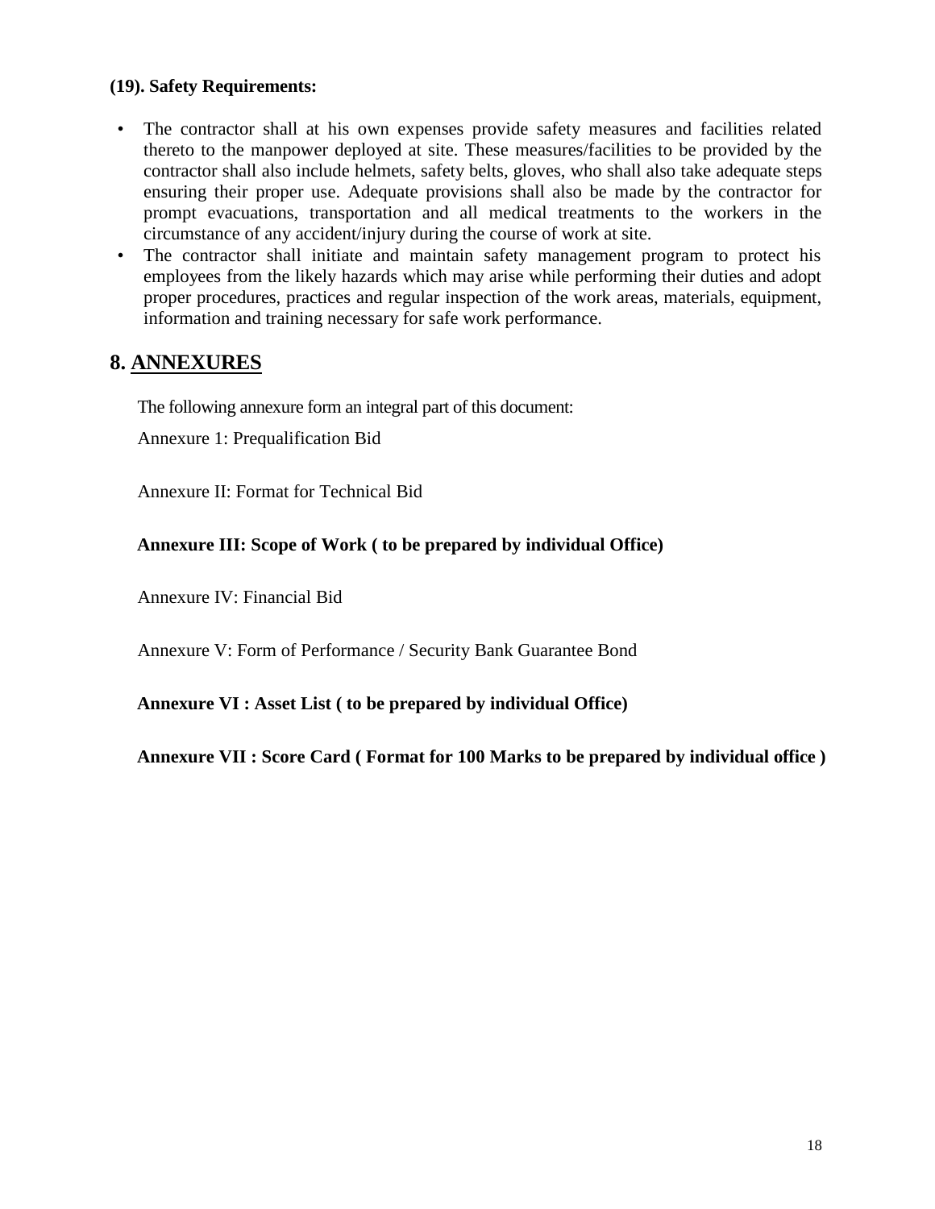**(19). Safety Requirements:**

- The contractor shall at his own expenses provide safety measures and facilities related thereto to the manpower deployed at site. These measures/facilities to be provided by the contractor shall also include helmets, safety belts, gloves, who shall also take adequate steps ensuring their proper use. Adequate provisions shall also be made by the contractor for prompt evacuations, transportation and all medical treatments to the workers in the circumstance of any accident/injury during the course of work at site.
- The contractor shall initiate and maintain safety management program to protect his employees from the likely hazards which may arise while performing their duties and adopt proper procedures, practices and regular inspection of the work areas, materials, equipment, information and training necessary for safe work performance.

## 8. ANNEXURES

The following annexure form an integral part of this document:

Annexure 1: Prequalification Bid

Annexure II: Format for Technical Bid

**Annexure III: Scope of Work ( to be prepared by individual Office)**

Annexure IV: Financial Bid

Annexure V: Form of Performance / Security Bank Guarantee Bond

**Annexure VI : Asset List ( to be prepared by individual Office)**

**Annexure VII : Score Card ( Format for 100 Marks to be prepared by individual office )**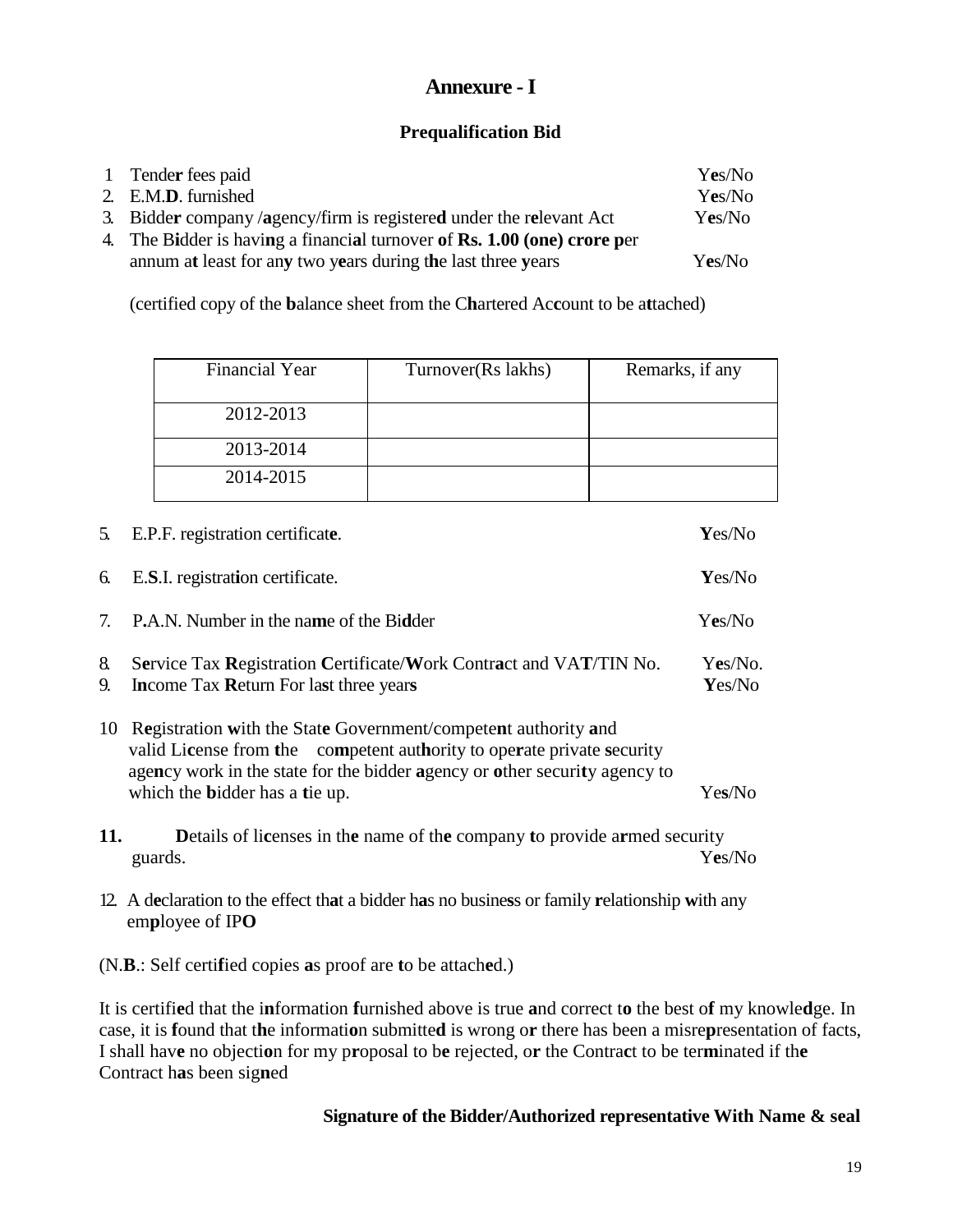# Annexure - I

## Prequalification Bid

1. Tender fees paid Yes/No
2. E.M.D. furnished Yes/No
3. Bidder company /agency/firm is registered under the relevant Act Yes/No
4. The Bidder is having a financial turnover of **Rs. 1.00 (one) crore** per annum at least for any two years during the last three years Yes/No

(certified copy of the balance sheet from the Chartered Account to be attached)

| Financial Year | Turnover(Rs lakhs) | Remarks, if any |
|---|---|---|
| 2012-2013 | | |
| 2013-2014 | | |
| 2014-2015 | | |

5. E.P.F. registration certificate. Yes/No
6. E.S.I. registration certificate. Yes/No
7. P.A.N. Number in the name of the Bidder Yes/No
8. Service Tax Registration Certificate/Work Contract and VAT/TIN No. Yes/No.
9. Income Tax Return For last three years Yes/No
10. Registration with the State Government/competent authority and valid License from the competent authority to operate private security agency work in the state for the bidder agency or other security agency to which the bidder has a tie up. Yes/No
11. Details of licenses in the name of the company to provide armed security guards. Yes/No
12. A declaration to the effect that a bidder has no business or family relationship with any employee of IPO

(N.B.: Self certified copies as proof are to be attached.)

It is certified that the information furnished above is true and correct to the best of my knowledge. In case, it is found that the information submitted is wrong or there has been a misrepresentation of facts, I shall have no objection for my proposal to be rejected, or the Contract to be terminated if the Contract has been signed

**Signature of the Bidder/Authorized representative With Name & seal**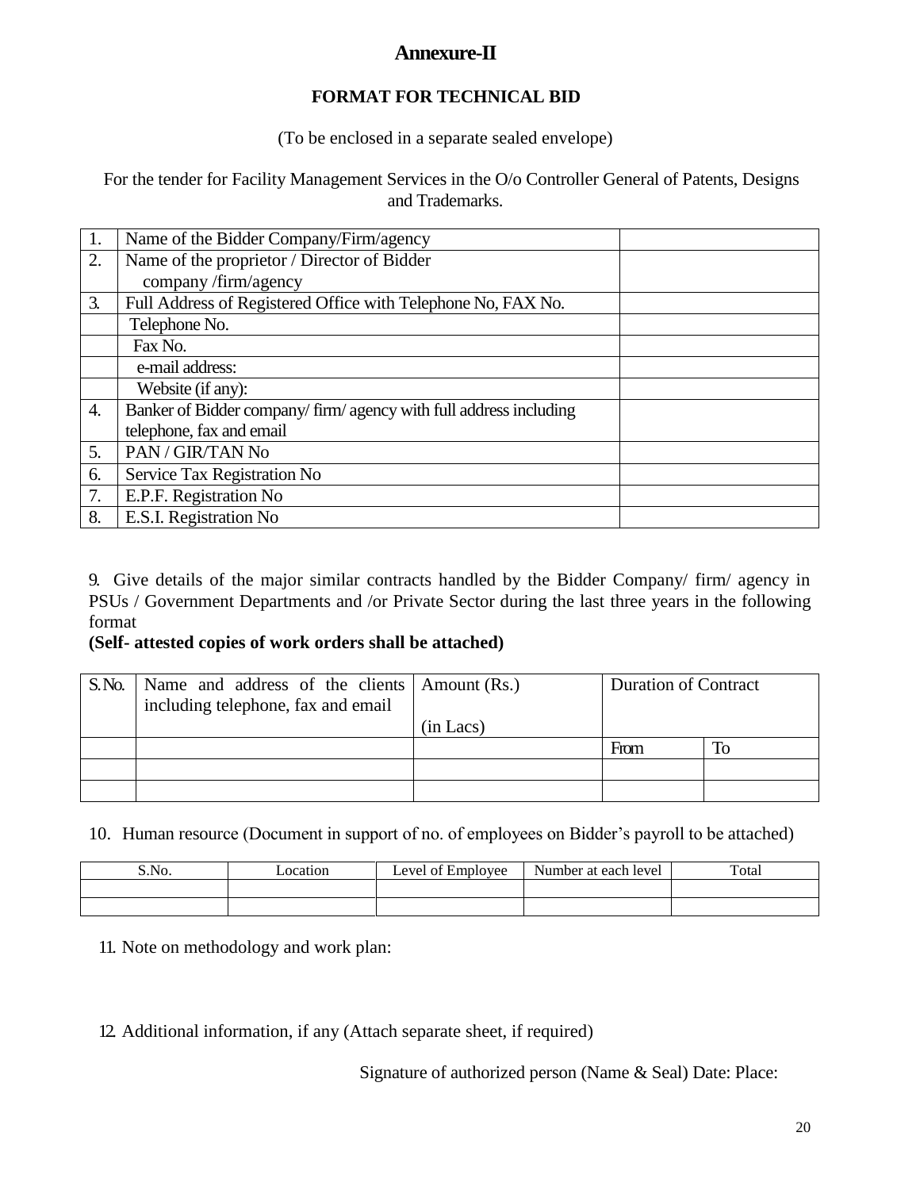# Annexure-II

## FORMAT FOR TECHNICAL BID

(To be enclosed in a separate sealed envelope)

For the tender for Facility Management Services in the O/o Controller General of Patents, Designs and Trademarks.

| | | |
|---|---|---|
| 1. | Name of the Bidder Company/Firm/agency | |
| 2. | Name of the proprietor / Director of Bidder company /firm/agency | |
| 3. | Full Address of Registered Office with Telephone No, FAX No. | |
| | Telephone No. | |
| | Fax No. | |
| | e-mail address: | |
| | Website (if any): | |
| 4. | Banker of Bidder company/ firm/ agency with full address including telephone, fax and email | |
| 5. | PAN / GIR/TAN No | |
| 6. | Service Tax Registration No | |
| 7. | E.P.F. Registration No | |
| 8. | E.S.I. Registration No | |

9. Give details of the major similar contracts handled by the Bidder Company/ firm/ agency in PSUs / Government Departments and /or Private Sector during the last three years in the following format

**(Self- attested copies of work orders shall be attached)**

| S.No. | Name and address of the clients including telephone, fax and email | Amount (Rs.) (in Lacs) | Duration of Contract | |
|---|---|---|---|---|
| | | | From | To |
| | | | | |
| | | | | |

10. Human resource (Document in support of no. of employees on Bidder's payroll to be attached)

| S.No. | Location | Level of Employee | Number at each level | Total |
|---|---|---|---|---|
| | | | | |
| | | | | |

11. Note on methodology and work plan:

12. Additional information, if any (Attach separate sheet, if required)

Signature of authorized person (Name & Seal) Date: Place: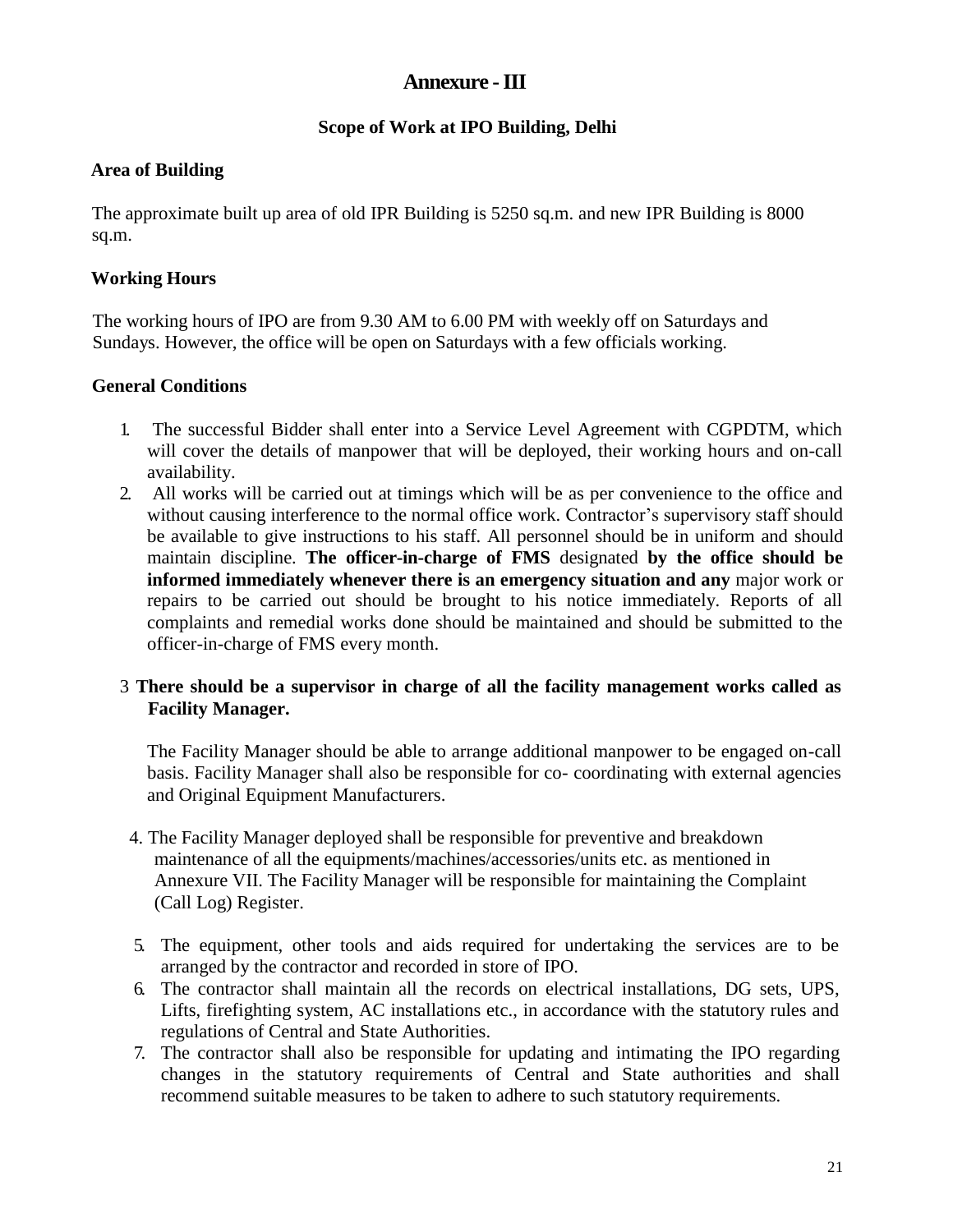# Annexure - III

## Scope of Work at IPO Building, Delhi

### Area of Building

The approximate built up area of old IPR Building is 5250 sq.m. and new IPR Building is 8000 sq.m.

### Working Hours

The working hours of IPO are from 9.30 AM to 6.00 PM with weekly off on Saturdays and Sundays. However, the office will be open on Saturdays with a few officials working.

### General Conditions

1. The successful Bidder shall enter into a Service Level Agreement with CGPDTM, which will cover the details of manpower that will be deployed, their working hours and on-call availability.
2. All works will be carried out at timings which will be as per convenience to the office and without causing interference to the normal office work. Contractor's supervisory staff should be available to give instructions to his staff. All personnel should be in uniform and should maintain discipline. **The officer-in-charge of FMS** designated **by the office should be informed immediately whenever there is an emergency situation and any** major work or repairs to be carried out should be brought to his notice immediately. Reports of all complaints and remedial works done should be maintained and should be submitted to the officer-in-charge of FMS every month.
3. **There should be a supervisor in charge of all the facility management works called as Facility Manager.**

   The Facility Manager should be able to arrange additional manpower to be engaged on-call basis. Facility Manager shall also be responsible for co- coordinating with external agencies and Original Equipment Manufacturers.

4. The Facility Manager deployed shall be responsible for preventive and breakdown maintenance of all the equipments/machines/accessories/units etc. as mentioned in Annexure VII. The Facility Manager will be responsible for maintaining the Complaint (Call Log) Register.
5. The equipment, other tools and aids required for undertaking the services are to be arranged by the contractor and recorded in store of IPO.
6. The contractor shall maintain all the records on electrical installations, DG sets, UPS, Lifts, firefighting system, AC installations etc., in accordance with the statutory rules and regulations of Central and State Authorities.
7. The contractor shall also be responsible for updating and intimating the IPO regarding changes in the statutory requirements of Central and State authorities and shall recommend suitable measures to be taken to adhere to such statutory requirements.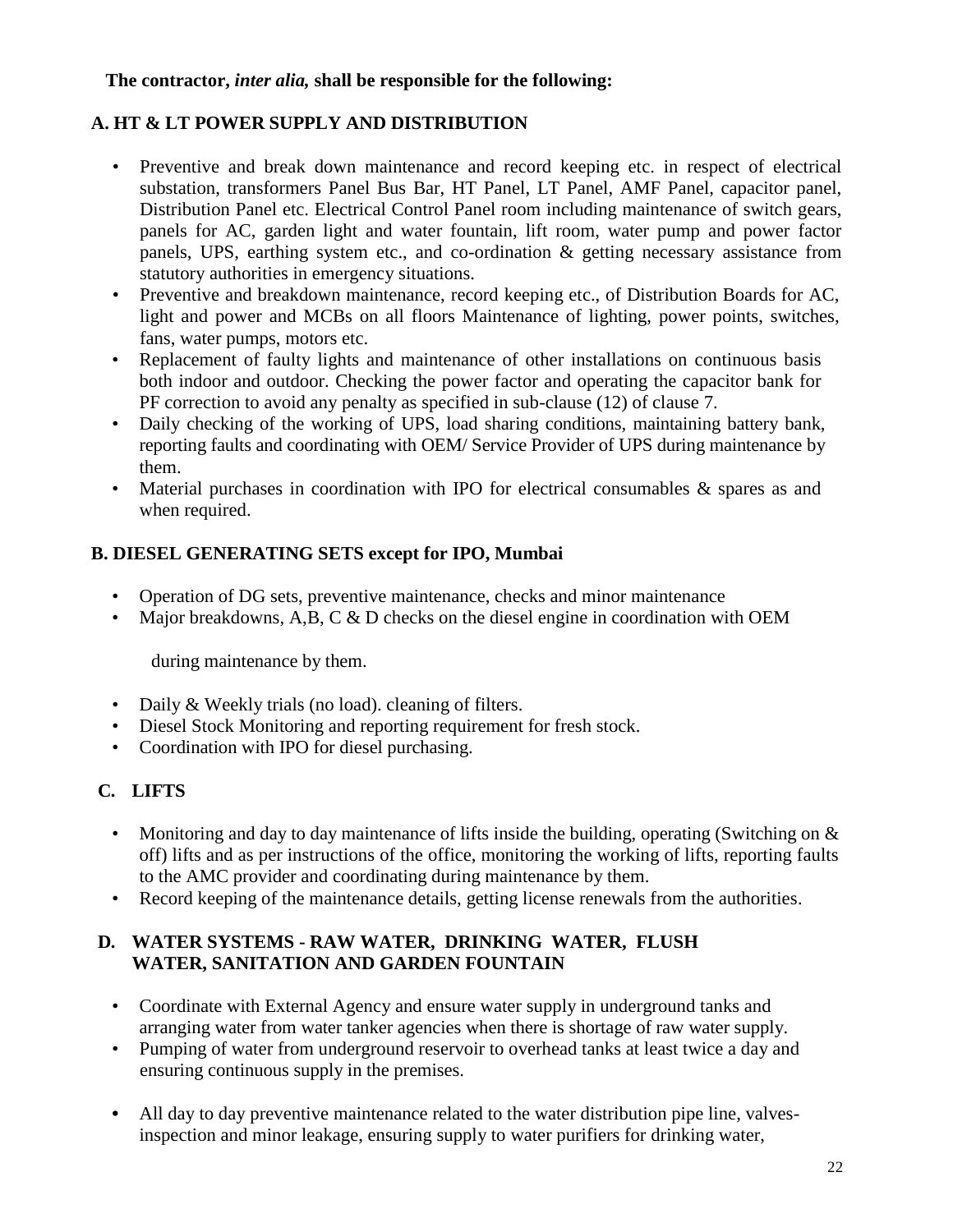**The contractor, *inter alia,* shall be responsible for the following:**

## A. HT & LT POWER SUPPLY AND DISTRIBUTION

- Preventive and break down maintenance and record keeping etc. in respect of electrical substation, transformers Panel Bus Bar, HT Panel, LT Panel, AMF Panel, capacitor panel, Distribution Panel etc. Electrical Control Panel room including maintenance of switch gears, panels for AC, garden light and water fountain, lift room, water pump and power factor panels, UPS, earthing system etc., and co-ordination & getting necessary assistance from statutory authorities in emergency situations.
- Preventive and breakdown maintenance, record keeping etc., of Distribution Boards for AC, light and power and MCBs on all floors Maintenance of lighting, power points, switches, fans, water pumps, motors etc.
- Replacement of faulty lights and maintenance of other installations on continuous basis both indoor and outdoor. Checking the power factor and operating the capacitor bank for PF correction to avoid any penalty as specified in sub-clause (12) of clause 7.
- Daily checking of the working of UPS, load sharing conditions, maintaining battery bank, reporting faults and coordinating with OEM/ Service Provider of UPS during maintenance by them.
- Material purchases in coordination with IPO for electrical consumables & spares as and when required.

## B. DIESEL GENERATING SETS except for IPO, Mumbai

- Operation of DG sets, preventive maintenance, checks and minor maintenance
- Major breakdowns, A,B, C & D checks on the diesel engine in coordination with OEM

  during maintenance by them.

- Daily & Weekly trials (no load). cleaning of filters.
- Diesel Stock Monitoring and reporting requirement for fresh stock.
- Coordination with IPO for diesel purchasing.

## C. LIFTS

- Monitoring and day to day maintenance of lifts inside the building, operating (Switching on & off) lifts and as per instructions of the office, monitoring the working of lifts, reporting faults to the AMC provider and coordinating during maintenance by them.
- Record keeping of the maintenance details, getting license renewals from the authorities.

## D. WATER SYSTEMS - RAW WATER, DRINKING WATER, FLUSH WATER, SANITATION AND GARDEN FOUNTAIN

- Coordinate with External Agency and ensure water supply in underground tanks and arranging water from water tanker agencies when there is shortage of raw water supply.
- Pumping of water from underground reservoir to overhead tanks at least twice a day and ensuring continuous supply in the premises.
- All day to day preventive maintenance related to the water distribution pipe line, valves-inspection and minor leakage, ensuring supply to water purifiers for drinking water,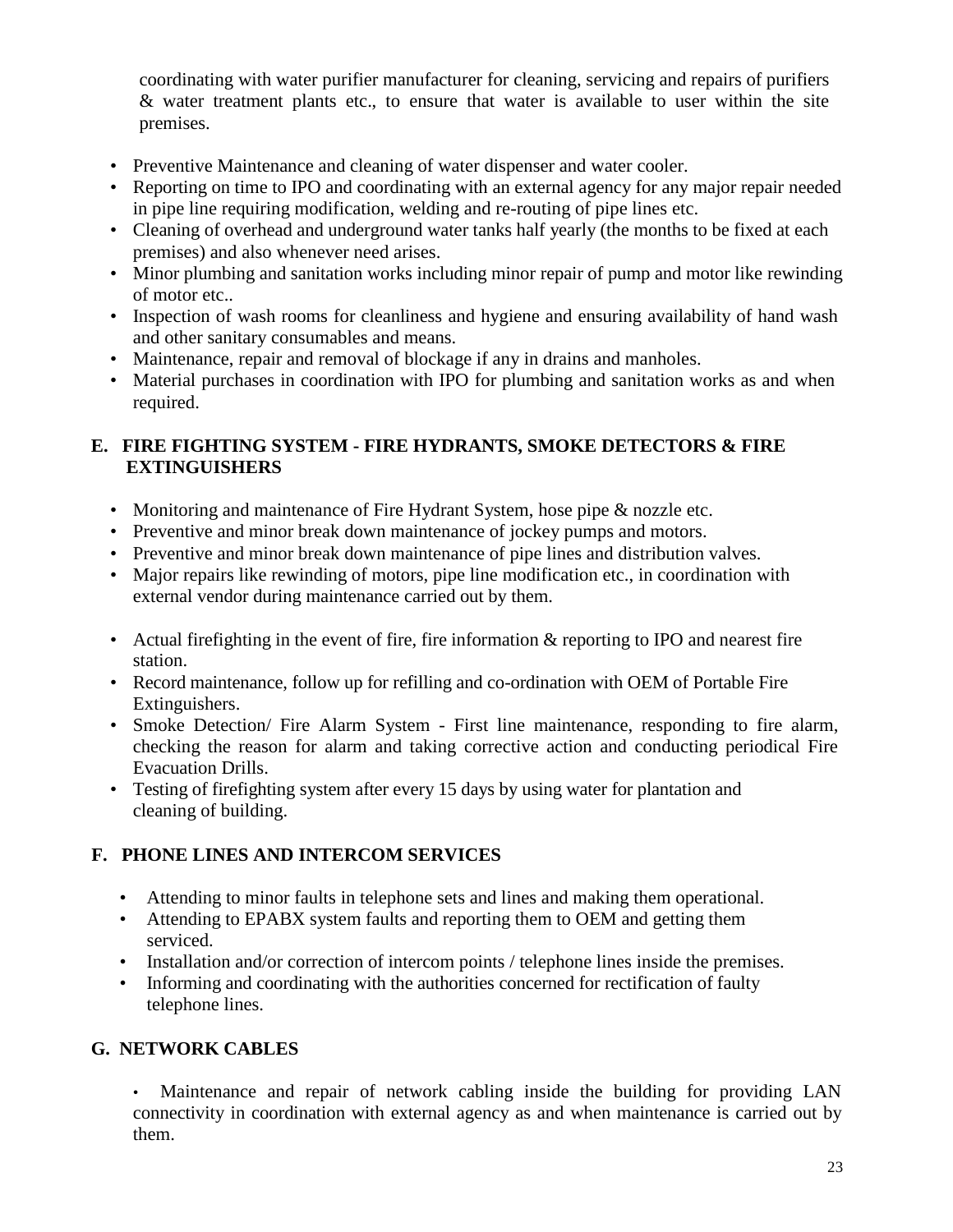coordinating with water purifier manufacturer for cleaning, servicing and repairs of purifiers & water treatment plants etc., to ensure that water is available to user within the site premises.

- Preventive Maintenance and cleaning of water dispenser and water cooler.
- Reporting on time to IPO and coordinating with an external agency for any major repair needed in pipe line requiring modification, welding and re-routing of pipe lines etc.
- Cleaning of overhead and underground water tanks half yearly (the months to be fixed at each premises) and also whenever need arises.
- Minor plumbing and sanitation works including minor repair of pump and motor like rewinding of motor etc..
- Inspection of wash rooms for cleanliness and hygiene and ensuring availability of hand wash and other sanitary consumables and means.
- Maintenance, repair and removal of blockage if any in drains and manholes.
- Material purchases in coordination with IPO for plumbing and sanitation works as and when required.

## E. FIRE FIGHTING SYSTEM - FIRE HYDRANTS, SMOKE DETECTORS & FIRE EXTINGUISHERS

- Monitoring and maintenance of Fire Hydrant System, hose pipe & nozzle etc.
- Preventive and minor break down maintenance of jockey pumps and motors.
- Preventive and minor break down maintenance of pipe lines and distribution valves.
- Major repairs like rewinding of motors, pipe line modification etc., in coordination with external vendor during maintenance carried out by them.
- Actual firefighting in the event of fire, fire information & reporting to IPO and nearest fire station.
- Record maintenance, follow up for refilling and co-ordination with OEM of Portable Fire Extinguishers.
- Smoke Detection/ Fire Alarm System - First line maintenance, responding to fire alarm, checking the reason for alarm and taking corrective action and conducting periodical Fire Evacuation Drills.
- Testing of firefighting system after every 15 days by using water for plantation and cleaning of building.

## F. PHONE LINES AND INTERCOM SERVICES

- Attending to minor faults in telephone sets and lines and making them operational.
- Attending to EPABX system faults and reporting them to OEM and getting them serviced.
- Installation and/or correction of intercom points / telephone lines inside the premises.
- Informing and coordinating with the authorities concerned for rectification of faulty telephone lines.

## G. NETWORK CABLES

- Maintenance and repair of network cabling inside the building for providing LAN connectivity in coordination with external agency as and when maintenance is carried out by them.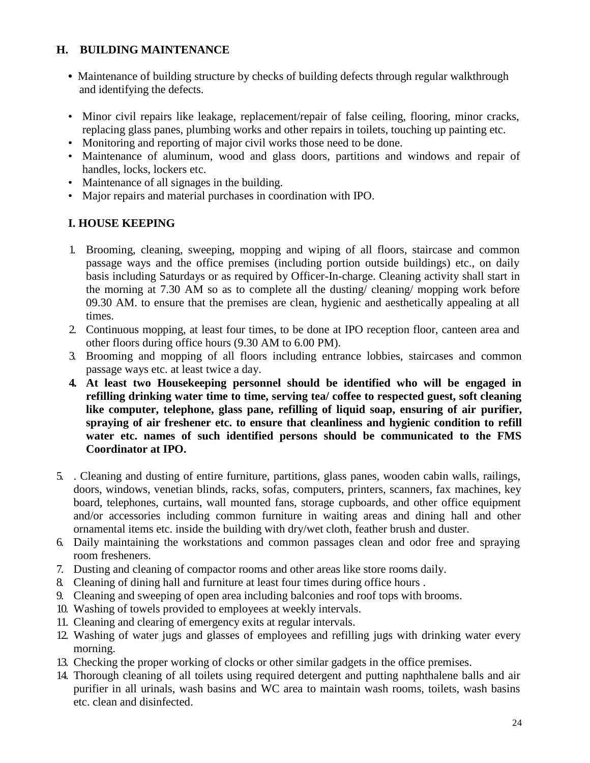## H. BUILDING MAINTENANCE

- Maintenance of building structure by checks of building defects through regular walkthrough and identifying the defects.
- Minor civil repairs like leakage, replacement/repair of false ceiling, flooring, minor cracks, replacing glass panes, plumbing works and other repairs in toilets, touching up painting etc.
- Monitoring and reporting of major civil works those need to be done.
- Maintenance of aluminum, wood and glass doors, partitions and windows and repair of handles, locks, lockers etc.
- Maintenance of all signages in the building.
- Major repairs and material purchases in coordination with IPO.

## I. HOUSE KEEPING

1. Brooming, cleaning, sweeping, mopping and wiping of all floors, staircase and common passage ways and the office premises (including portion outside buildings) etc., on daily basis including Saturdays or as required by Officer-In-charge. Cleaning activity shall start in the morning at 7.30 AM so as to complete all the dusting/ cleaning/ mopping work before 09.30 AM. to ensure that the premises are clean, hygienic and aesthetically appealing at all times.
2. Continuous mopping, at least four times, to be done at IPO reception floor, canteen area and other floors during office hours (9.30 AM to 6.00 PM).
3. Brooming and mopping of all floors including entrance lobbies, staircases and common passage ways etc. at least twice a day.
4. **At least two Housekeeping personnel should be identified who will be engaged in refilling drinking water time to time, serving tea/ coffee to respected guest, soft cleaning like computer, telephone, glass pane, refilling of liquid soap, ensuring of air purifier, spraying of air freshener etc. to ensure that cleanliness and hygienic condition to refill water etc. names of such identified persons should be communicated to the FMS Coordinator at IPO.**
5. . Cleaning and dusting of entire furniture, partitions, glass panes, wooden cabin walls, railings, doors, windows, venetian blinds, racks, sofas, computers, printers, scanners, fax machines, key board, telephones, curtains, wall mounted fans, storage cupboards, and other office equipment and/or accessories including common furniture in waiting areas and dining hall and other ornamental items etc. inside the building with dry/wet cloth, feather brush and duster.
6. Daily maintaining the workstations and common passages clean and odor free and spraying room fresheners.
7. Dusting and cleaning of compactor rooms and other areas like store rooms daily.
8. Cleaning of dining hall and furniture at least four times during office hours .
9. Cleaning and sweeping of open area including balconies and roof tops with brooms.
10. Washing of towels provided to employees at weekly intervals.
11. Cleaning and clearing of emergency exits at regular intervals.
12. Washing of water jugs and glasses of employees and refilling jugs with drinking water every morning.
13. Checking the proper working of clocks or other similar gadgets in the office premises.
14. Thorough cleaning of all toilets using required detergent and putting naphthalene balls and air purifier in all urinals, wash basins and WC area to maintain wash rooms, toilets, wash basins etc. clean and disinfected.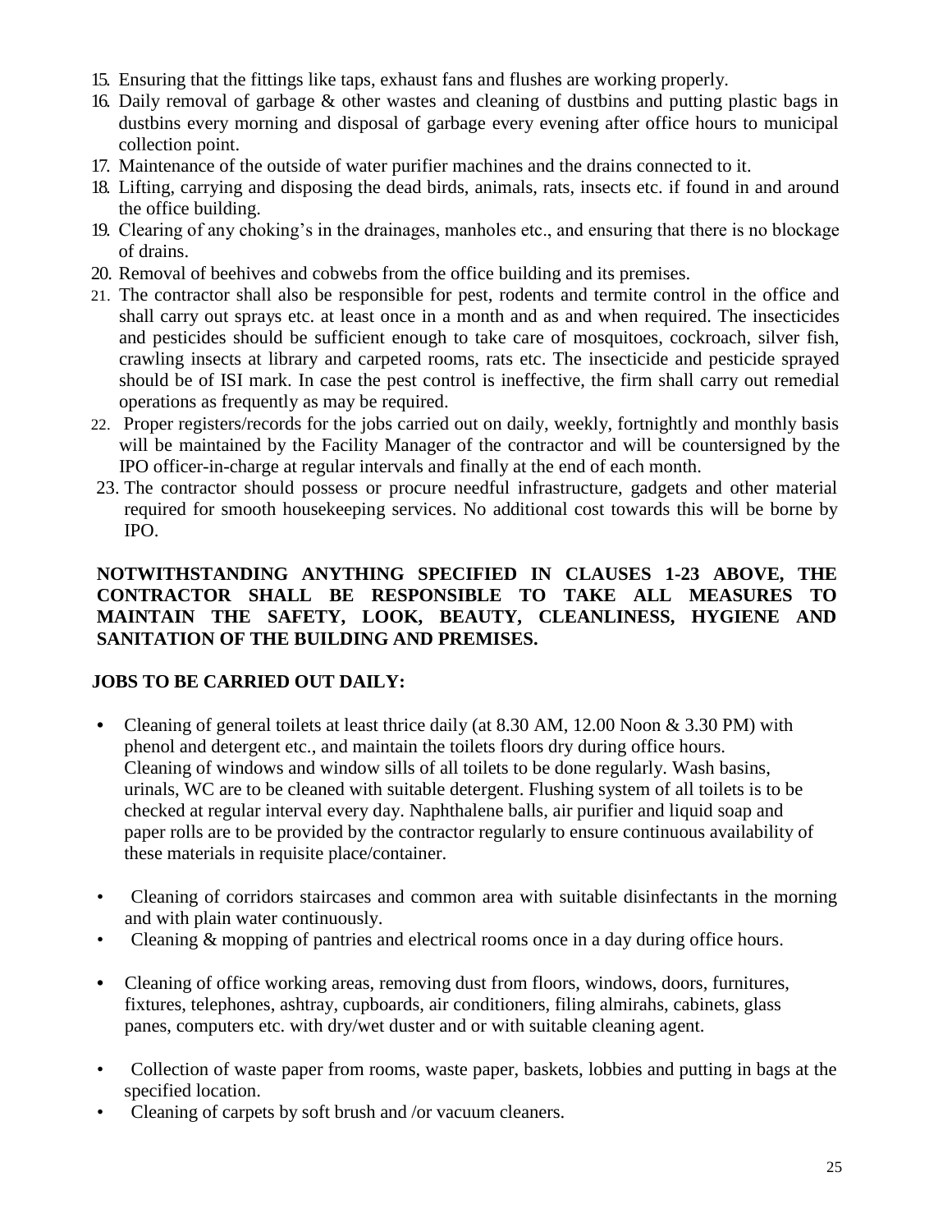15. Ensuring that the fittings like taps, exhaust fans and flushes are working properly.
16. Daily removal of garbage & other wastes and cleaning of dustbins and putting plastic bags in dustbins every morning and disposal of garbage every evening after office hours to municipal collection point.
17. Maintenance of the outside of water purifier machines and the drains connected to it.
18. Lifting, carrying and disposing the dead birds, animals, rats, insects etc. if found in and around the office building.
19. Clearing of any choking's in the drainages, manholes etc., and ensuring that there is no blockage of drains.
20. Removal of beehives and cobwebs from the office building and its premises.
21. The contractor shall also be responsible for pest, rodents and termite control in the office and shall carry out sprays etc. at least once in a month and as and when required. The insecticides and pesticides should be sufficient enough to take care of mosquitoes, cockroach, silver fish, crawling insects at library and carpeted rooms, rats etc. The insecticide and pesticide sprayed should be of ISI mark. In case the pest control is ineffective, the firm shall carry out remedial operations as frequently as may be required.
22. Proper registers/records for the jobs carried out on daily, weekly, fortnightly and monthly basis will be maintained by the Facility Manager of the contractor and will be countersigned by the IPO officer-in-charge at regular intervals and finally at the end of each month.
23. The contractor should possess or procure needful infrastructure, gadgets and other material required for smooth housekeeping services. No additional cost towards this will be borne by IPO.

**NOTWITHSTANDING ANYTHING SPECIFIED IN CLAUSES 1-23 ABOVE, THE CONTRACTOR SHALL BE RESPONSIBLE TO TAKE ALL MEASURES TO MAINTAIN THE SAFETY, LOOK, BEAUTY, CLEANLINESS, HYGIENE AND SANITATION OF THE BUILDING AND PREMISES.**

**JOBS TO BE CARRIED OUT DAILY:**

- Cleaning of general toilets at least thrice daily (at 8.30 AM, 12.00 Noon & 3.30 PM) with phenol and detergent etc., and maintain the toilets floors dry during office hours. Cleaning of windows and window sills of all toilets to be done regularly. Wash basins, urinals, WC are to be cleaned with suitable detergent. Flushing system of all toilets is to be checked at regular interval every day. Naphthalene balls, air purifier and liquid soap and paper rolls are to be provided by the contractor regularly to ensure continuous availability of these materials in requisite place/container.
- Cleaning of corridors staircases and common area with suitable disinfectants in the morning and with plain water continuously.
- Cleaning & mopping of pantries and electrical rooms once in a day during office hours.
- Cleaning of office working areas, removing dust from floors, windows, doors, furnitures, fixtures, telephones, ashtray, cupboards, air conditioners, filing almirahs, cabinets, glass panes, computers etc. with dry/wet duster and or with suitable cleaning agent.
- Collection of waste paper from rooms, waste paper, baskets, lobbies and putting in bags at the specified location.
- Cleaning of carpets by soft brush and /or vacuum cleaners.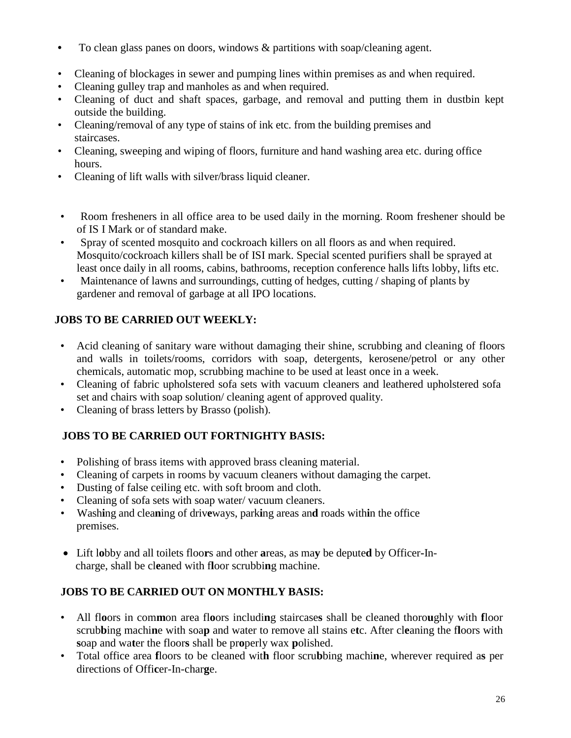- To clean glass panes on doors, windows & partitions with soap/cleaning agent.

- Cleaning of blockages in sewer and pumping lines within premises as and when required.
- Cleaning gulley trap and manholes as and when required.
- Cleaning of duct and shaft spaces, garbage, and removal and putting them in dustbin kept outside the building.
- Cleaning/removal of any type of stains of ink etc. from the building premises and staircases.
- Cleaning, sweeping and wiping of floors, furniture and hand washing area etc. during office hours.
- Cleaning of lift walls with silver/brass liquid cleaner.

- Room fresheners in all office area to be used daily in the morning. Room freshener should be of IS I Mark or of standard make.
- Spray of scented mosquito and cockroach killers on all floors as and when required. Mosquito/cockroach killers shall be of ISI mark. Special scented purifiers shall be sprayed at least once daily in all rooms, cabins, bathrooms, reception conference halls lifts lobby, lifts etc.
- Maintenance of lawns and surroundings, cutting of hedges, cutting / shaping of plants by gardener and removal of garbage at all IPO locations.

**JOBS TO BE CARRIED OUT WEEKLY:**

- Acid cleaning of sanitary ware without damaging their shine, scrubbing and cleaning of floors and walls in toilets/rooms, corridors with soap, detergents, kerosene/petrol or any other chemicals, automatic mop, scrubbing machine to be used at least once in a week.
- Cleaning of fabric upholstered sofa sets with vacuum cleaners and leathered upholstered sofa set and chairs with soap solution/ cleaning agent of approved quality.
- Cleaning of brass letters by Brasso (polish).

**JOBS TO BE CARRIED OUT FORTNIGHTY BASIS:**

- Polishing of brass items with approved brass cleaning material.
- Cleaning of carpets in rooms by vacuum cleaners without damaging the carpet.
- Dusting of false ceiling etc. with soft broom and cloth.
- Cleaning of sofa sets with soap water/ vacuum cleaners.
- Washing and cleaning of driveways, parking areas and roads within the office premises.

- Lift lobby and all toilets floors and other areas, as may be deputed by Officer-In-charge, shall be cleaned with floor scrubbing machine.

**JOBS TO BE CARRIED OUT ON MONTHLY BASIS:**

- All floors in common area floors including staircases shall be cleaned thoroughly with floor scrubbing machine with soap and water to remove all stains etc. After cleaning the floors with soap and water the floors shall be properly wax polished.
- Total office area floors to be cleaned with floor scrubbing machine, wherever required as per directions of Officer-In-charge.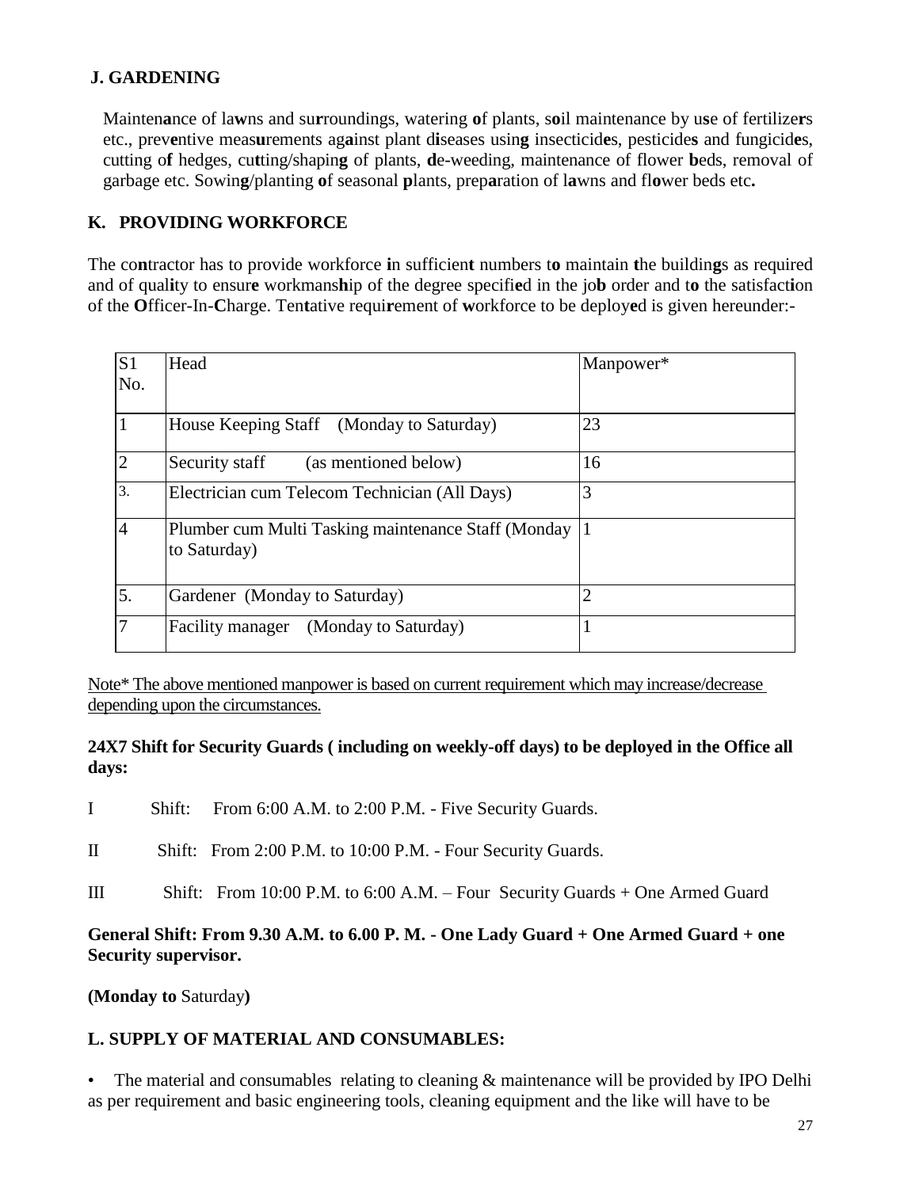## J. GARDENING

Maintenance of lawns and surroundings, watering of plants, soil maintenance by use of fertilizers etc., preventive measurements against plant diseases using insecticides, pesticides and fungicides, cutting of hedges, cutting/shaping of plants, de-weeding, maintenance of flower beds, removal of garbage etc. Sowing/planting of seasonal plants, preparation of lawns and flower beds etc.

## K. PROVIDING WORKFORCE

The contractor has to provide workforce in sufficient numbers to maintain the buildings as required and of quality to ensure workmanship of the degree specified in the job order and to the satisfaction of the Officer-In-Charge. Tentative requirement of workforce to be deployed is given hereunder:-

| S1 No. | Head | Manpower* |
|---|---|---|
| 1 | House Keeping Staff (Monday to Saturday) | 23 |
| 2 | Security staff (as mentioned below) | 16 |
| 3. | Electrician cum Telecom Technician (All Days) | 3 |
| 4 | Plumber cum Multi Tasking maintenance Staff (Monday to Saturday) | 1 |
| 5. | Gardener (Monday to Saturday) | 2 |
| 7 | Facility manager (Monday to Saturday) | 1 |

Note* The above mentioned manpower is based on current requirement which may increase/decrease depending upon the circumstances.

**24X7 Shift for Security Guards ( including on weekly-off days) to be deployed in the Office all days:**

I Shift: From 6:00 A.M. to 2:00 P.M. - Five Security Guards.

II Shift: From 2:00 P.M. to 10:00 P.M. - Four Security Guards.

III Shift: From 10:00 P.M. to 6:00 A.M. – Four Security Guards + One Armed Guard

**General Shift: From 9.30 A.M. to 6.00 P. M. - One Lady Guard + One Armed Guard + one Security supervisor.**

**(Monday to** Saturday**)**

## L. SUPPLY OF MATERIAL AND CONSUMABLES:

- The material and consumables relating to cleaning & maintenance will be provided by IPO Delhi as per requirement and basic engineering tools, cleaning equipment and the like will have to be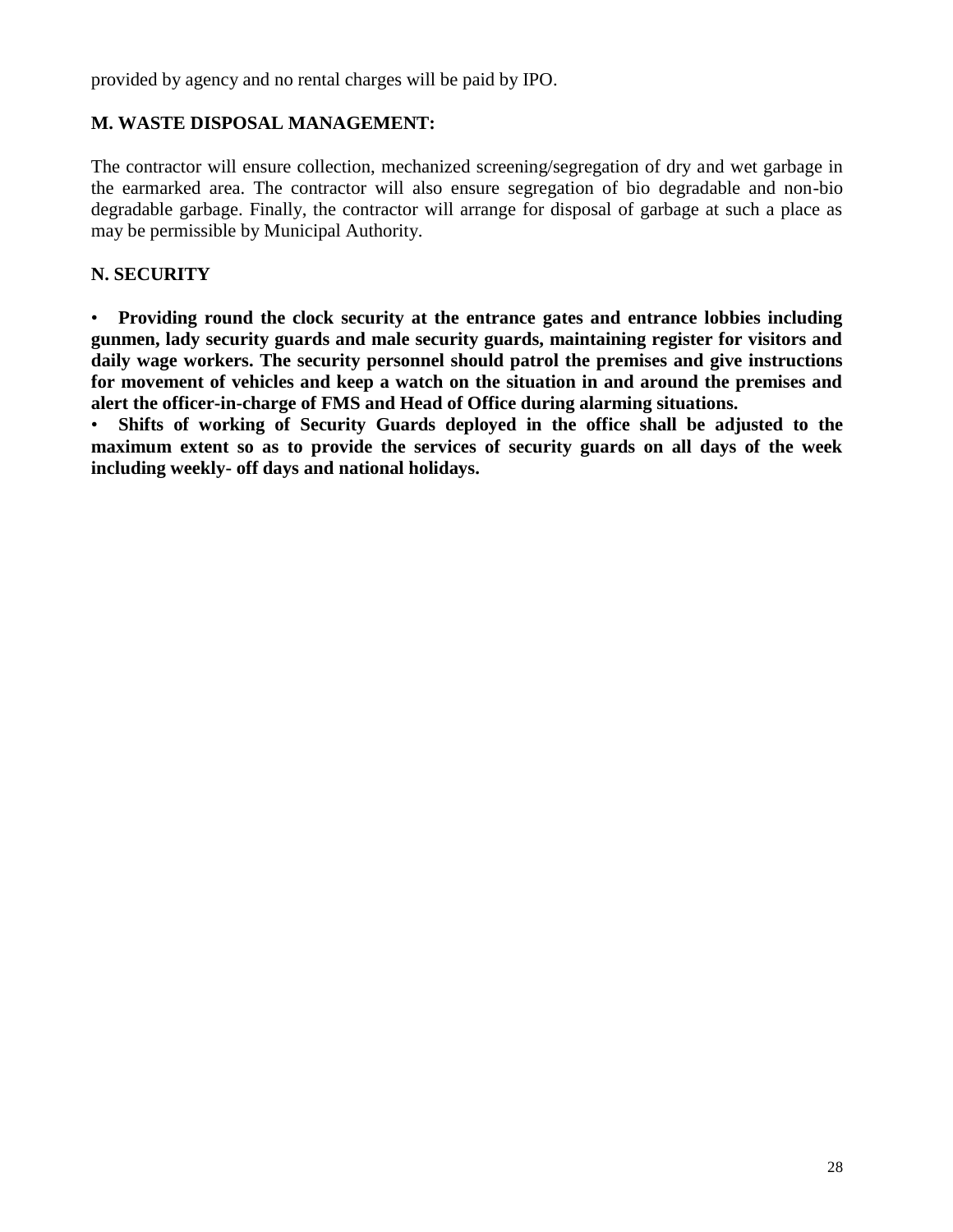provided by agency and no rental charges will be paid by IPO.

### M. WASTE DISPOSAL MANAGEMENT:

The contractor will ensure collection, mechanized screening/segregation of dry and wet garbage in the earmarked area. The contractor will also ensure segregation of bio degradable and non-bio degradable garbage. Finally, the contractor will arrange for disposal of garbage at such a place as may be permissible by Municipal Authority.

### N. SECURITY

- **Providing round the clock security at the entrance gates and entrance lobbies including gunmen, lady security guards and male security guards, maintaining register for visitors and daily wage workers. The security personnel should patrol the premises and give instructions for movement of vehicles and keep a watch on the situation in and around the premises and alert the officer-in-charge of FMS and Head of Office during alarming situations.**
- **Shifts of working of Security Guards deployed in the office shall be adjusted to the maximum extent so as to provide the services of security guards on all days of the week including weekly- off days and national holidays.**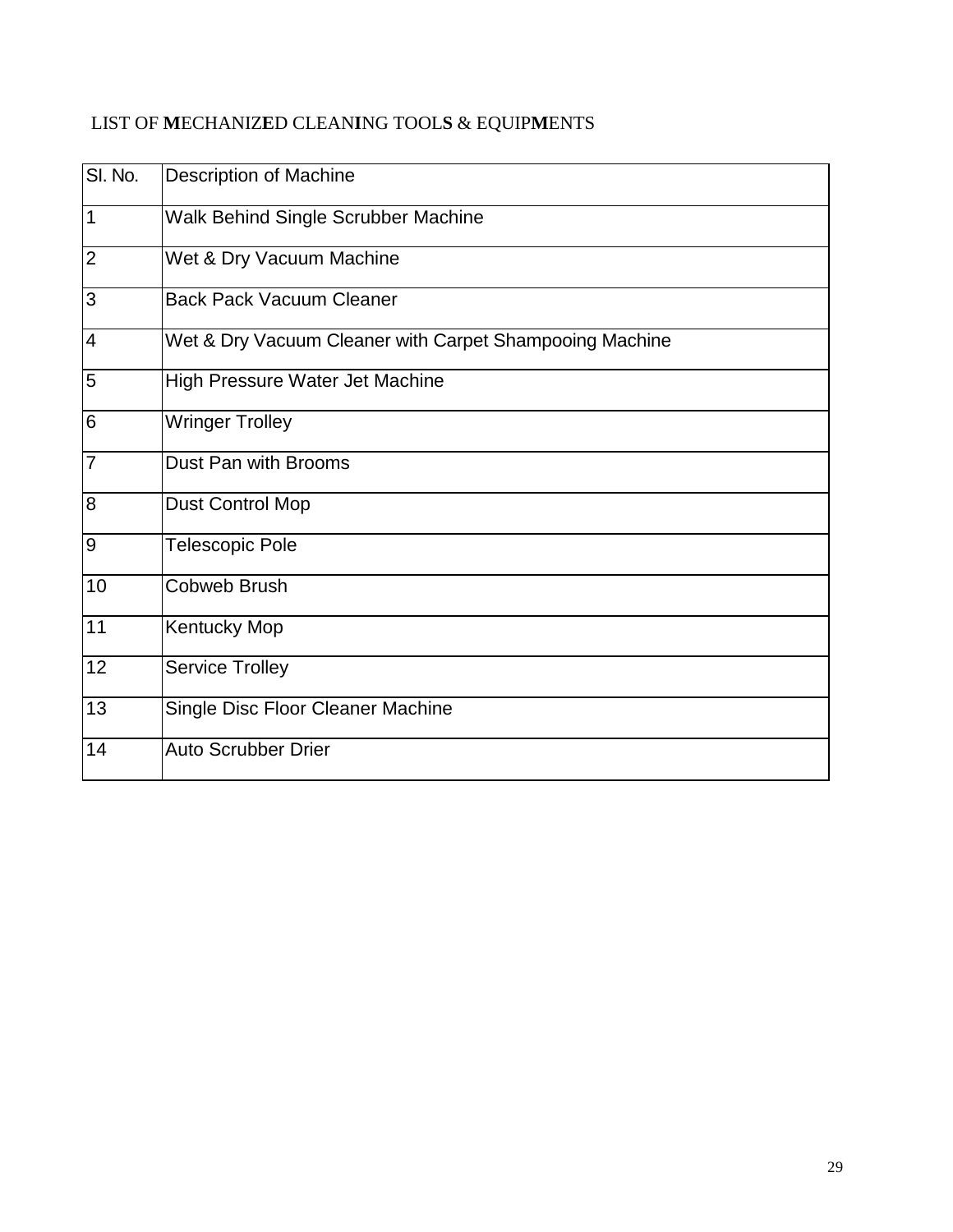LIST OF MECHANIZED CLEANING TOOLS & EQUIPMENTS

| Sl. No. | Description of Machine |
|---|---|
| 1 | Walk Behind Single Scrubber Machine |
| 2 | Wet & Dry Vacuum Machine |
| 3 | Back Pack Vacuum Cleaner |
| 4 | Wet & Dry Vacuum Cleaner with Carpet Shampooing Machine |
| 5 | High Pressure Water Jet Machine |
| 6 | Wringer Trolley |
| 7 | Dust Pan with Brooms |
| 8 | Dust Control Mop |
| 9 | Telescopic Pole |
| 10 | Cobweb Brush |
| 11 | Kentucky Mop |
| 12 | Service Trolley |
| 13 | Single Disc Floor Cleaner Machine |
| 14 | Auto Scrubber Drier |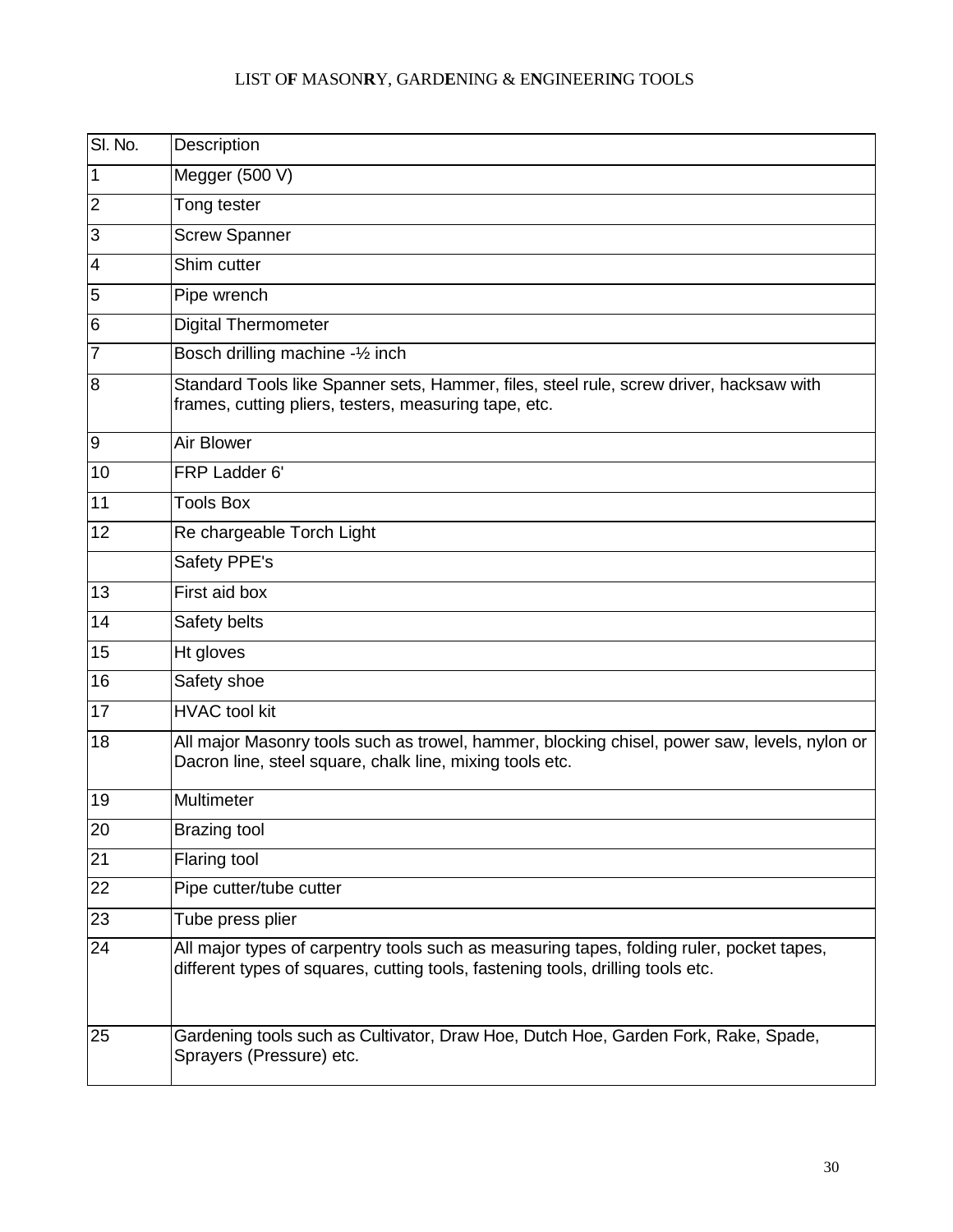# LIST OF MASONRY, GARDENING & ENGINEERING TOOLS

| Sl. No. | Description |
|---|---|
| 1 | Megger (500 V) |
| 2 | Tong tester |
| 3 | Screw Spanner |
| 4 | Shim cutter |
| 5 | Pipe wrench |
| 6 | Digital Thermometer |
| 7 | Bosch drilling machine -½ inch |
| 8 | Standard Tools like Spanner sets, Hammer, files, steel rule, screw driver, hacksaw with frames, cutting pliers, testers, measuring tape, etc. |
| 9 | Air Blower |
| 10 | FRP Ladder 6' |
| 11 | Tools Box |
| 12 | Re chargeable Torch Light |
| | Safety PPE's |
| 13 | First aid box |
| 14 | Safety belts |
| 15 | Ht gloves |
| 16 | Safety shoe |
| 17 | HVAC tool kit |
| 18 | All major Masonry tools such as trowel, hammer, blocking chisel, power saw, levels, nylon or Dacron line, steel square, chalk line, mixing tools etc. |
| 19 | Multimeter |
| 20 | Brazing tool |
| 21 | Flaring tool |
| 22 | Pipe cutter/tube cutter |
| 23 | Tube press plier |
| 24 | All major types of carpentry tools such as measuring tapes, folding ruler, pocket tapes, different types of squares, cutting tools, fastening tools, drilling tools etc. |
| 25 | Gardening tools such as Cultivator, Draw Hoe, Dutch Hoe, Garden Fork, Rake, Spade, Sprayers (Pressure) etc. |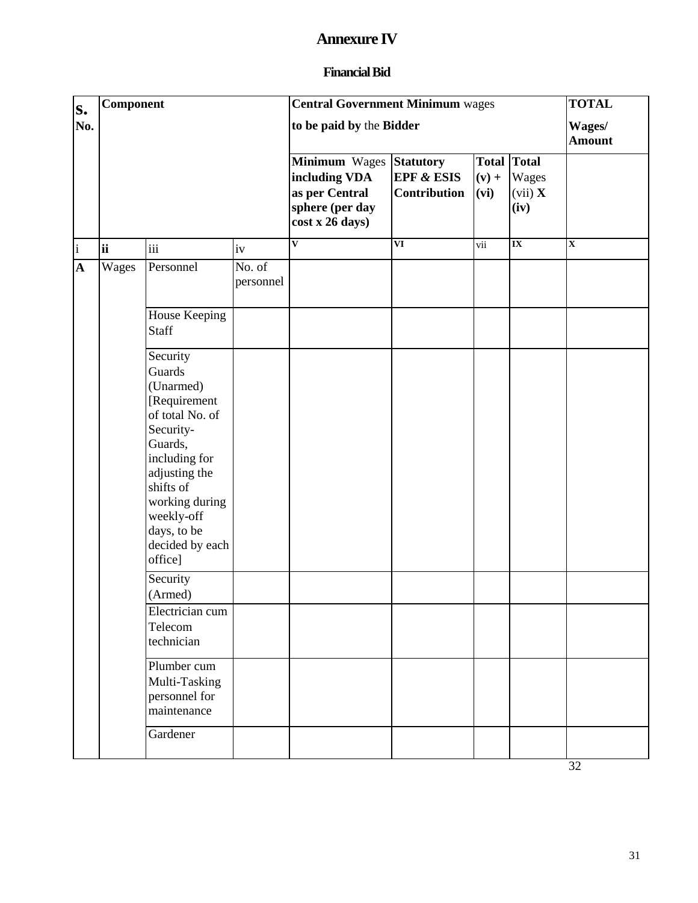# Annexure IV

## Financial Bid

| S. No. | Component | | | Central Government Minimum wages to be paid by the Bidder | | | | TOTAL Wages/ Amount |
|---|---|---|---|---|---|---|---|---|
| | | | | **Minimum** Wages **including VDA as per Central sphere (per day cost x 26 days)** | **Statutory EPF & ESIS Contribution** | **Total (v) + (vi)** | **Total** Wages (vii) **X (iv)** | |
| i | **ii** | iii | iv | V | VI | vii | IX | X |
| **A** | Wages | Personnel | No. of personnel | | | | | |
| | | House Keeping Staff | | | | | | |
| | | Security Guards (Unarmed) [Requirement of total No. of Security-Guards, including for adjusting the shifts of working during weekly-off days, to be decided by each office] | | | | | | |
| | | Security (Armed) | | | | | | |
| | | Electrician cum Telecom technician | | | | | | |
| | | Plumber cum Multi-Tasking personnel for maintenance | | | | | | |
| | | Gardener | | | | | | |

32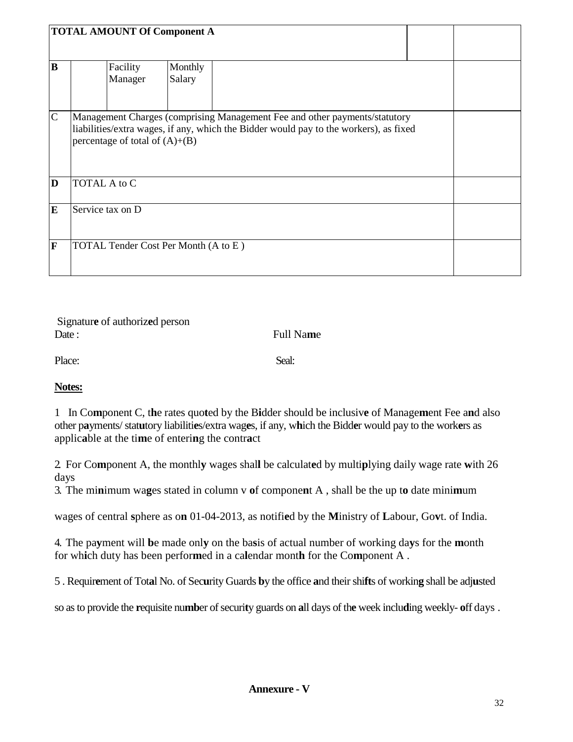| **TOTAL AMOUNT Of Component A** | | | | | |
|---|---|---|---|---|---|
| **B** | | Facility Manager | Monthly Salary | | |
| C | Management Charges (comprising Management Fee and other payments/statutory liabilities/extra wages, if any, which the Bidder would pay to the workers), as fixed percentage of total of (A)+(B) | | | | |
| **D** | TOTAL A to C | | | | |
| **E** | Service tax on D | | | | |
| **F** | TOTAL Tender Cost Per Month (A to E ) | | | | |

Signature of authorized person

Date : Full Name

Place: Seal:

**Notes:**

1 In Component C, the rates quoted by the Bidder should be inclusive of Management Fee and also other payments/ statutory liabilities/extra wages, if any, which the Bidder would pay to the workers as applicable at the time of entering the contract

2. For Component A, the monthly wages shall be calculated by multiplying daily wage rate with 26 days

3. The minimum wages stated in column v of component A , shall be the up to date minimum wages of central sphere as on 01-04-2013, as notified by the Ministry of Labour, Govt. of India.

4. The payment will be made only on the basis of actual number of working days for the month for which duty has been performed in a calendar month for the Component A .

5 . Requirement of Total No. of Security Guards by the office and their shifts of working shall be adjusted so as to provide the requisite number of security guards on all days of the week including weekly- off days .

**Annexure - V**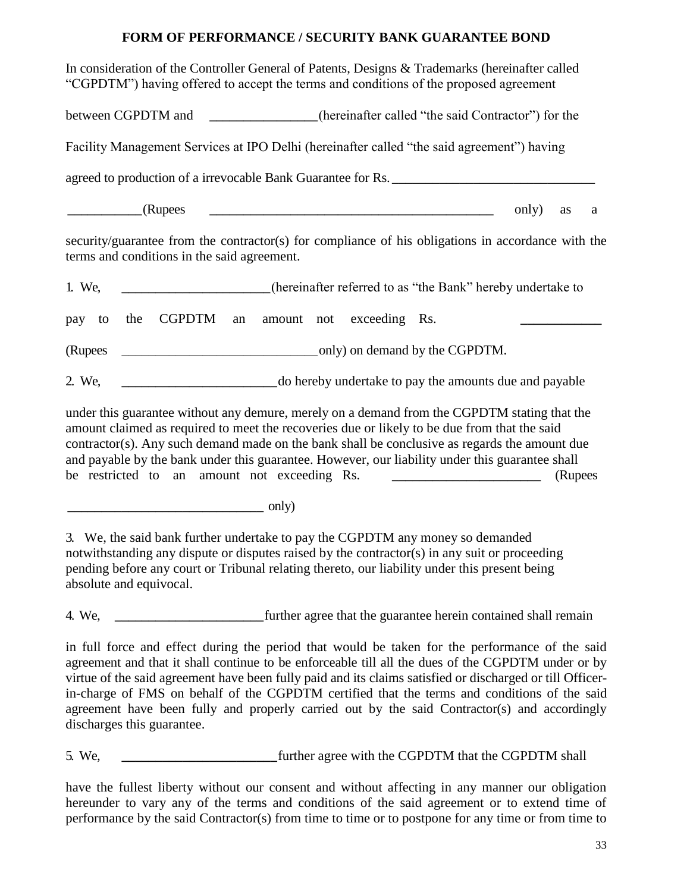# FORM OF PERFORMANCE / SECURITY BANK GUARANTEE BOND

In consideration of the Controller General of Patents, Designs & Trademarks (hereinafter called "CGPDTM") having offered to accept the terms and conditions of the proposed agreement between CGPDTM and ________________(hereinafter called "the said Contractor") for the Facility Management Services at IPO Delhi (hereinafter called "the said agreement") having agreed to production of a irrevocable Bank Guarantee for Rs.______________________________ ___________(Rupees ____________________________________________ only) as a security/guarantee from the contractor(s) for compliance of his obligations in accordance with the terms and conditions in the said agreement.

1. We, ______________________(hereinafter referred to as "the Bank" hereby undertake to pay to the CGPDTM an amount not exceeding Rs. ____________ (Rupees _____________________________ only) on demand by the CGPDTM.

2. We, _______________________do hereby undertake to pay the amounts due and payable under this guarantee without any demure, merely on a demand from the CGPDTM stating that the amount claimed as required to meet the recoveries due or likely to be due from that the said contractor(s). Any such demand made on the bank shall be conclusive as regards the amount due and payable by the bank under this guarantee. However, our liability under this guarantee shall be restricted to an amount not exceeding Rs. ______________________ (Rupees _____________________________ only)

3. We, the said bank further undertake to pay the CGPDTM any money so demanded notwithstanding any dispute or disputes raised by the contractor(s) in any suit or proceeding pending before any court or Tribunal relating thereto, our liability under this present being absolute and equivocal.

4. We, ______________________further agree that the guarantee herein contained shall remain in full force and effect during the period that would be taken for the performance of the said agreement and that it shall continue to be enforceable till all the dues of the CGPDTM under or by virtue of the said agreement have been fully paid and its claims satisfied or discharged or till Officer-in-charge of FMS on behalf of the CGPDTM certified that the terms and conditions of the said agreement have been fully and properly carried out by the said Contractor(s) and accordingly discharges this guarantee.

5. We, _______________________further agree with the CGPDTM that the CGPDTM shall have the fullest liberty without our consent and without affecting in any manner our obligation hereunder to vary any of the terms and conditions of the said agreement or to extend time of performance by the said Contractor(s) from time to time or to postpone for any time or from time to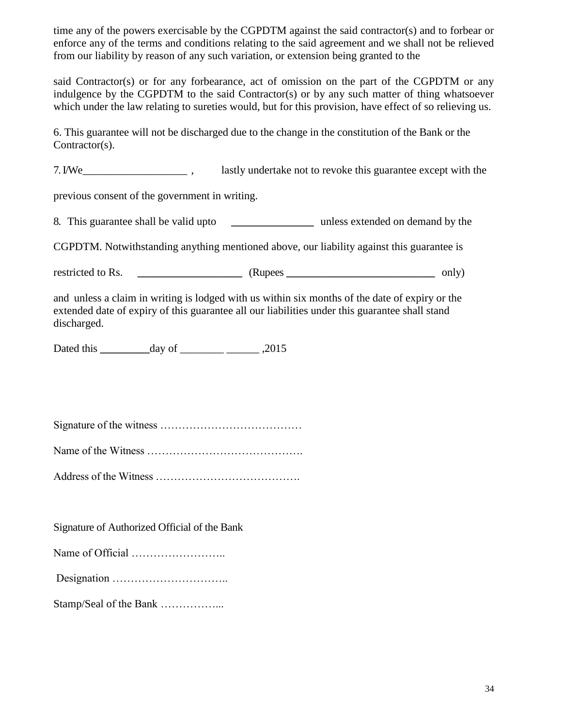time any of the powers exercisable by the CGPDTM against the said contractor(s) and to forbear or enforce any of the terms and conditions relating to the said agreement and we shall not be relieved from our liability by reason of any such variation, or extension being granted to the

said Contractor(s) or for any forbearance, act of omission on the part of the CGPDTM or any indulgence by the CGPDTM to the said Contractor(s) or by any such matter of thing whatsoever which under the law relating to sureties would, but for this provision, have effect of so relieving us.

6. This guarantee will not be discharged due to the change in the constitution of the Bank or the Contractor(s).

7. I/We___________________ , lastly undertake not to revoke this guarantee except with the previous consent of the government in writing.

8. This guarantee shall be valid upto _______________ unless extended on demand by the CGPDTM. Notwithstanding anything mentioned above, our liability against this guarantee is restricted to Rs. ___________________ (Rupees ___________________________ only) and unless a claim in writing is lodged with us within six months of the date of expiry or the extended date of expiry of this guarantee all our liabilities under this guarantee shall stand discharged.

Dated this _________day of ________ ______ ,2015

Signature of the witness …………………………………

Name of the Witness …………………………………….

Address of the Witness ………………………………….

Signature of Authorized Official of the Bank

Name of Official ……………………..

Designation …………………………..

Stamp/Seal of the Bank ……………...